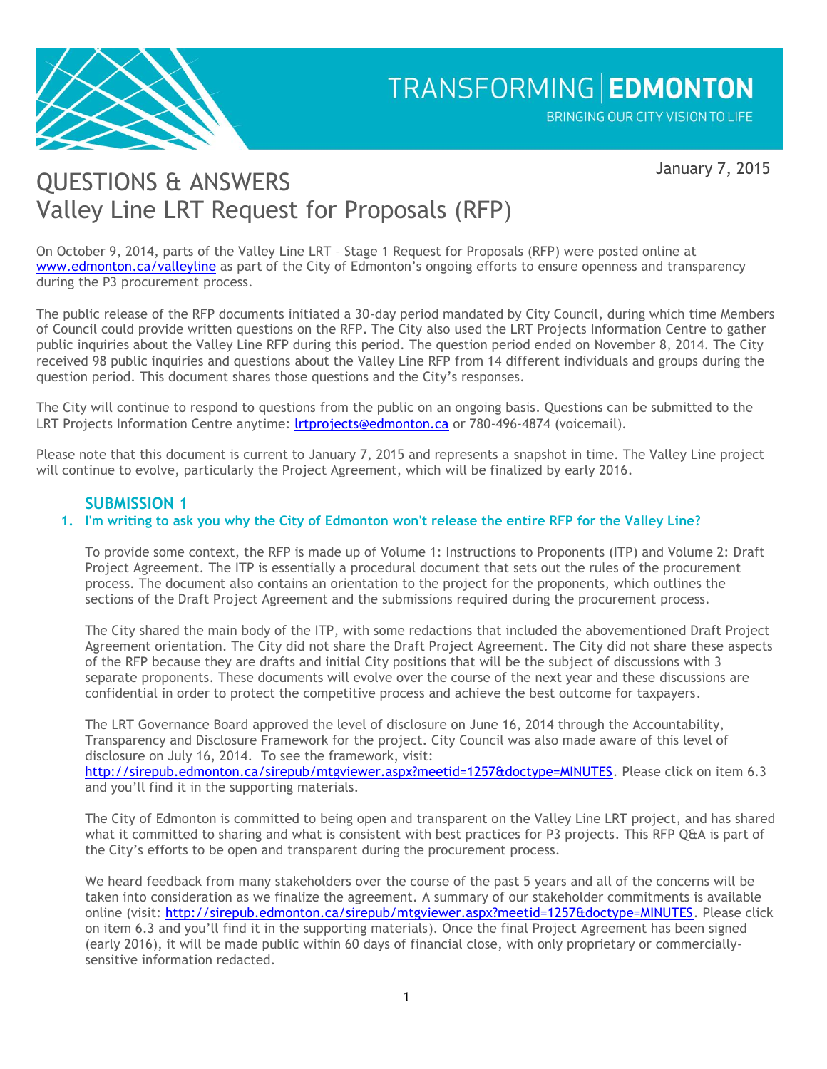TRANSFORMING | EDMONTON

BRINGING OUR CITY VISION TO LIFE

January 7, 2015

# QUESTIONS & ANSWERS
# Valley Line LRT Request for Proposals (RFP)

On October 9, 2014, parts of the Valley Line LRT – Stage 1 Request for Proposals (RFP) were posted online at www.edmonton.ca/valleyline as part of the City of Edmonton's ongoing efforts to ensure openness and transparency during the P3 procurement process.

The public release of the RFP documents initiated a 30-day period mandated by City Council, during which time Members of Council could provide written questions on the RFP. The City also used the LRT Projects Information Centre to gather public inquiries about the Valley Line RFP during this period. The question period ended on November 8, 2014. The City received 98 public inquiries and questions about the Valley Line RFP from 14 different individuals and groups during the question period. This document shares those questions and the City's responses.

The City will continue to respond to questions from the public on an ongoing basis. Questions can be submitted to the LRT Projects Information Centre anytime: lrtprojects@edmonton.ca or 780-496-4874 (voicemail).

Please note that this document is current to January 7, 2015 and represents a snapshot in time. The Valley Line project will continue to evolve, particularly the Project Agreement, which will be finalized by early 2016.

## SUBMISSION 1

**1. I'm writing to ask you why the City of Edmonton won't release the entire RFP for the Valley Line?**

To provide some context, the RFP is made up of Volume 1: Instructions to Proponents (ITP) and Volume 2: Draft Project Agreement. The ITP is essentially a procedural document that sets out the rules of the procurement process. The document also contains an orientation to the project for the proponents, which outlines the sections of the Draft Project Agreement and the submissions required during the procurement process.

The City shared the main body of the ITP, with some redactions that included the abovementioned Draft Project Agreement orientation. The City did not share the Draft Project Agreement. The City did not share these aspects of the RFP because they are drafts and initial City positions that will be the subject of discussions with 3 separate proponents. These documents will evolve over the course of the next year and these discussions are confidential in order to protect the competitive process and achieve the best outcome for taxpayers.

The LRT Governance Board approved the level of disclosure on June 16, 2014 through the Accountability, Transparency and Disclosure Framework for the project. City Council was also made aware of this level of disclosure on July 16, 2014. To see the framework, visit: http://sirepub.edmonton.ca/sirepub/mtgviewer.aspx?meetid=1257&doctype=MINUTES. Please click on item 6.3 and you'll find it in the supporting materials.

The City of Edmonton is committed to being open and transparent on the Valley Line LRT project, and has shared what it committed to sharing and what is consistent with best practices for P3 projects. This RFP Q&A is part of the City's efforts to be open and transparent during the procurement process.

We heard feedback from many stakeholders over the course of the past 5 years and all of the concerns will be taken into consideration as we finalize the agreement. A summary of our stakeholder commitments is available online (visit: http://sirepub.edmonton.ca/sirepub/mtgviewer.aspx?meetid=1257&doctype=MINUTES. Please click on item 6.3 and you'll find it in the supporting materials). Once the final Project Agreement has been signed (early 2016), it will be made public within 60 days of financial close, with only proprietary or commercially-sensitive information redacted.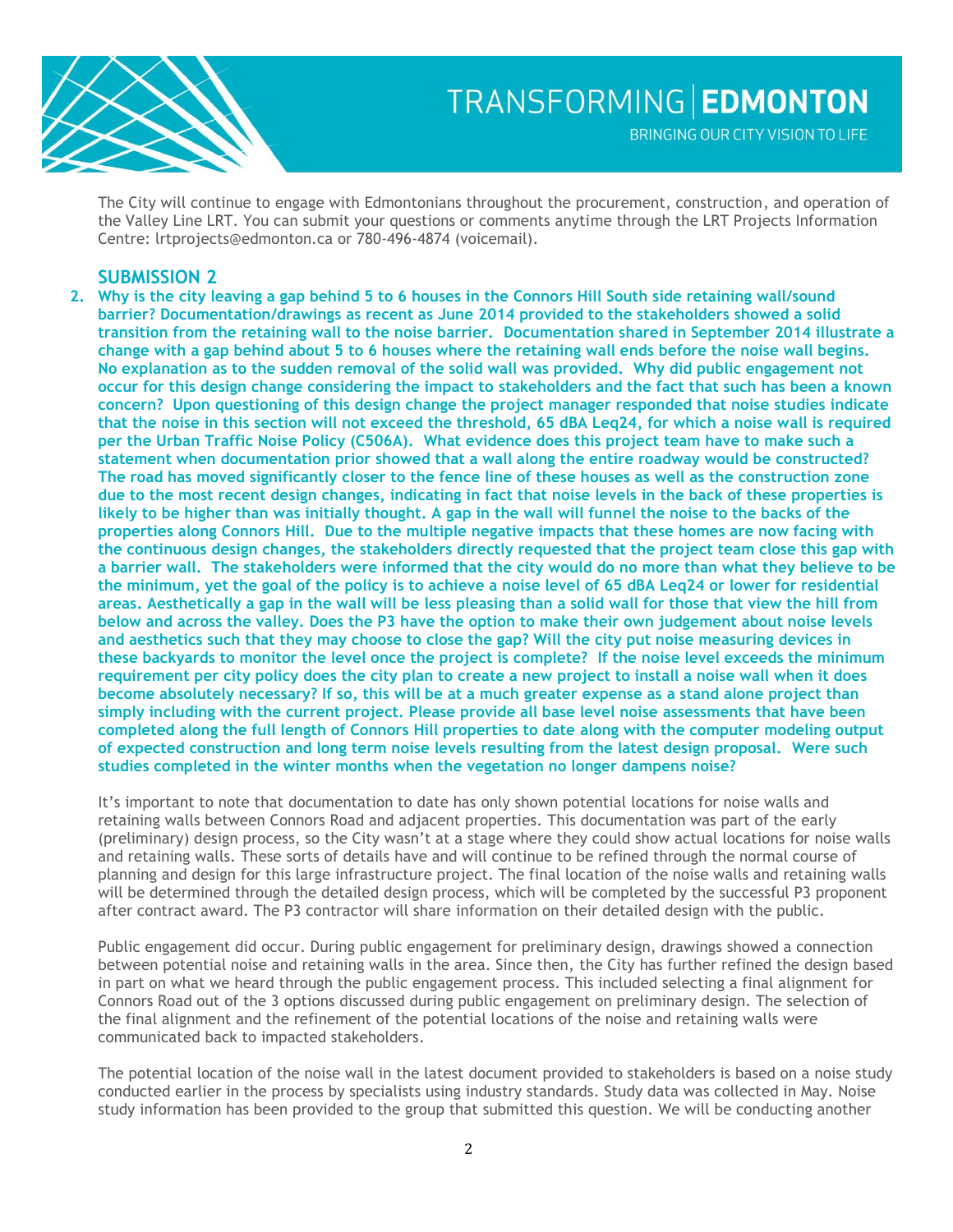The City will continue to engage with Edmontonians throughout the procurement, construction, and operation of the Valley Line LRT. You can submit your questions or comments anytime through the LRT Projects Information Centre: lrtprojects@edmonton.ca or 780-496-4874 (voicemail).

## SUBMISSION 2

2. **Why is the city leaving a gap behind 5 to 6 houses in the Connors Hill South side retaining wall/sound barrier? Documentation/drawings as recent as June 2014 provided to the stakeholders showed a solid transition from the retaining wall to the noise barrier. Documentation shared in September 2014 illustrate a change with a gap behind about 5 to 6 houses where the retaining wall ends before the noise wall begins. No explanation as to the sudden removal of the solid wall was provided. Why did public engagement not occur for this design change considering the impact to stakeholders and the fact that such has been a known concern? Upon questioning of this design change the project manager responded that noise studies indicate that the noise in this section will not exceed the threshold, 65 dBA Leq24, for which a noise wall is required per the Urban Traffic Noise Policy (C506A). What evidence does this project team have to make such a statement when documentation prior showed that a wall along the entire roadway would be constructed? The road has moved significantly closer to the fence line of these houses as well as the construction zone due to the most recent design changes, indicating in fact that noise levels in the back of these properties is likely to be higher than was initially thought. A gap in the wall will funnel the noise to the backs of the properties along Connors Hill. Due to the multiple negative impacts that these homes are now facing with the continuous design changes, the stakeholders directly requested that the project team close this gap with a barrier wall. The stakeholders were informed that the city would do no more than what they believe to be the minimum, yet the goal of the policy is to achieve a noise level of 65 dBA Leq24 or lower for residential areas. Aesthetically a gap in the wall will be less pleasing than a solid wall for those that view the hill from below and across the valley. Does the P3 have the option to make their own judgement about noise levels and aesthetics such that they may choose to close the gap? Will the city put noise measuring devices in these backyards to monitor the level once the project is complete? If the noise level exceeds the minimum requirement per city policy does the city plan to create a new project to install a noise wall when it does become absolutely necessary? If so, this will be at a much greater expense as a stand alone project than simply including with the current project. Please provide all base level noise assessments that have been completed along the full length of Connors Hill properties to date along with the computer modeling output of expected construction and long term noise levels resulting from the latest design proposal. Were such studies completed in the winter months when the vegetation no longer dampens noise?**

It's important to note that documentation to date has only shown potential locations for noise walls and retaining walls between Connors Road and adjacent properties. This documentation was part of the early (preliminary) design process, so the City wasn't at a stage where they could show actual locations for noise walls and retaining walls. These sorts of details have and will continue to be refined through the normal course of planning and design for this large infrastructure project. The final location of the noise walls and retaining walls will be determined through the detailed design process, which will be completed by the successful P3 proponent after contract award. The P3 contractor will share information on their detailed design with the public.

Public engagement did occur. During public engagement for preliminary design, drawings showed a connection between potential noise and retaining walls in the area. Since then, the City has further refined the design based in part on what we heard through the public engagement process. This included selecting a final alignment for Connors Road out of the 3 options discussed during public engagement on preliminary design. The selection of the final alignment and the refinement of the potential locations of the noise and retaining walls were communicated back to impacted stakeholders.

The potential location of the noise wall in the latest document provided to stakeholders is based on a noise study conducted earlier in the process by specialists using industry standards. Study data was collected in May. Noise study information has been provided to the group that submitted this question. We will be conducting another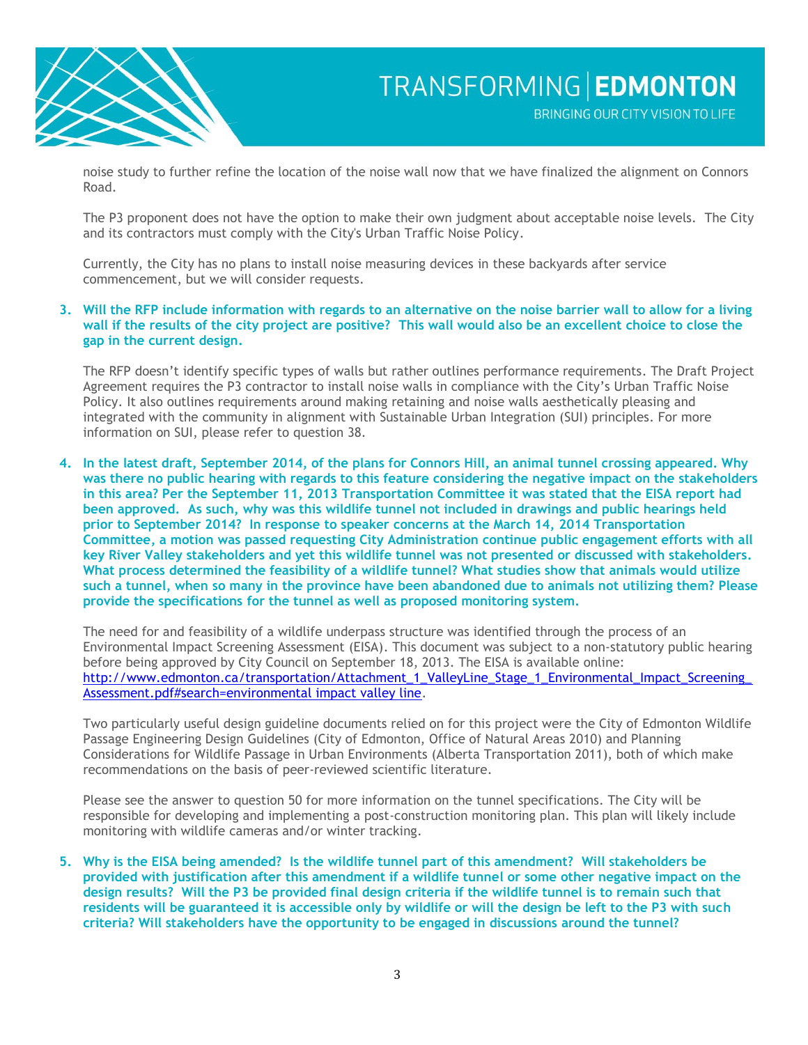noise study to further refine the location of the noise wall now that we have finalized the alignment on Connors Road.

The P3 proponent does not have the option to make their own judgment about acceptable noise levels. The City and its contractors must comply with the City's Urban Traffic Noise Policy.

Currently, the City has no plans to install noise measuring devices in these backyards after service commencement, but we will consider requests.

3. **Will the RFP include information with regards to an alternative on the noise barrier wall to allow for a living wall if the results of the city project are positive? This wall would also be an excellent choice to close the gap in the current design.**

   The RFP doesn't identify specific types of walls but rather outlines performance requirements. The Draft Project Agreement requires the P3 contractor to install noise walls in compliance with the City's Urban Traffic Noise Policy. It also outlines requirements around making retaining and noise walls aesthetically pleasing and integrated with the community in alignment with Sustainable Urban Integration (SUI) principles. For more information on SUI, please refer to question 38.

4. **In the latest draft, September 2014, of the plans for Connors Hill, an animal tunnel crossing appeared. Why was there no public hearing with regards to this feature considering the negative impact on the stakeholders in this area? Per the September 11, 2013 Transportation Committee it was stated that the EISA report had been approved. As such, why was this wildlife tunnel not included in drawings and public hearings held prior to September 2014? In response to speaker concerns at the March 14, 2014 Transportation Committee, a motion was passed requesting City Administration continue public engagement efforts with all key River Valley stakeholders and yet this wildlife tunnel was not presented or discussed with stakeholders. What process determined the feasibility of a wildlife tunnel? What studies show that animals would utilize such a tunnel, when so many in the province have been abandoned due to animals not utilizing them? Please provide the specifications for the tunnel as well as proposed monitoring system.**

   The need for and feasibility of a wildlife underpass structure was identified through the process of an Environmental Impact Screening Assessment (EISA). This document was subject to a non-statutory public hearing before being approved by City Council on September 18, 2013. The EISA is available online: [http://www.edmonton.ca/transportation/Attachment_1_ValleyLine_Stage_1_Environmental_Impact_Screening_Assessment.pdf#search=environmental impact valley line](http://www.edmonton.ca/transportation/Attachment_1_ValleyLine_Stage_1_Environmental_Impact_Screening_Assessment.pdf#search=environmental impact valley line).

   Two particularly useful design guideline documents relied on for this project were the City of Edmonton Wildlife Passage Engineering Design Guidelines (City of Edmonton, Office of Natural Areas 2010) and Planning Considerations for Wildlife Passage in Urban Environments (Alberta Transportation 2011), both of which make recommendations on the basis of peer-reviewed scientific literature.

   Please see the answer to question 50 for more information on the tunnel specifications. The City will be responsible for developing and implementing a post-construction monitoring plan. This plan will likely include monitoring with wildlife cameras and/or winter tracking.

5. **Why is the EISA being amended? Is the wildlife tunnel part of this amendment? Will stakeholders be provided with justification after this amendment if a wildlife tunnel or some other negative impact on the design results? Will the P3 be provided final design criteria if the wildlife tunnel is to remain such that residents will be guaranteed it is accessible only by wildlife or will the design be left to the P3 with such criteria? Will stakeholders have the opportunity to be engaged in discussions around the tunnel?**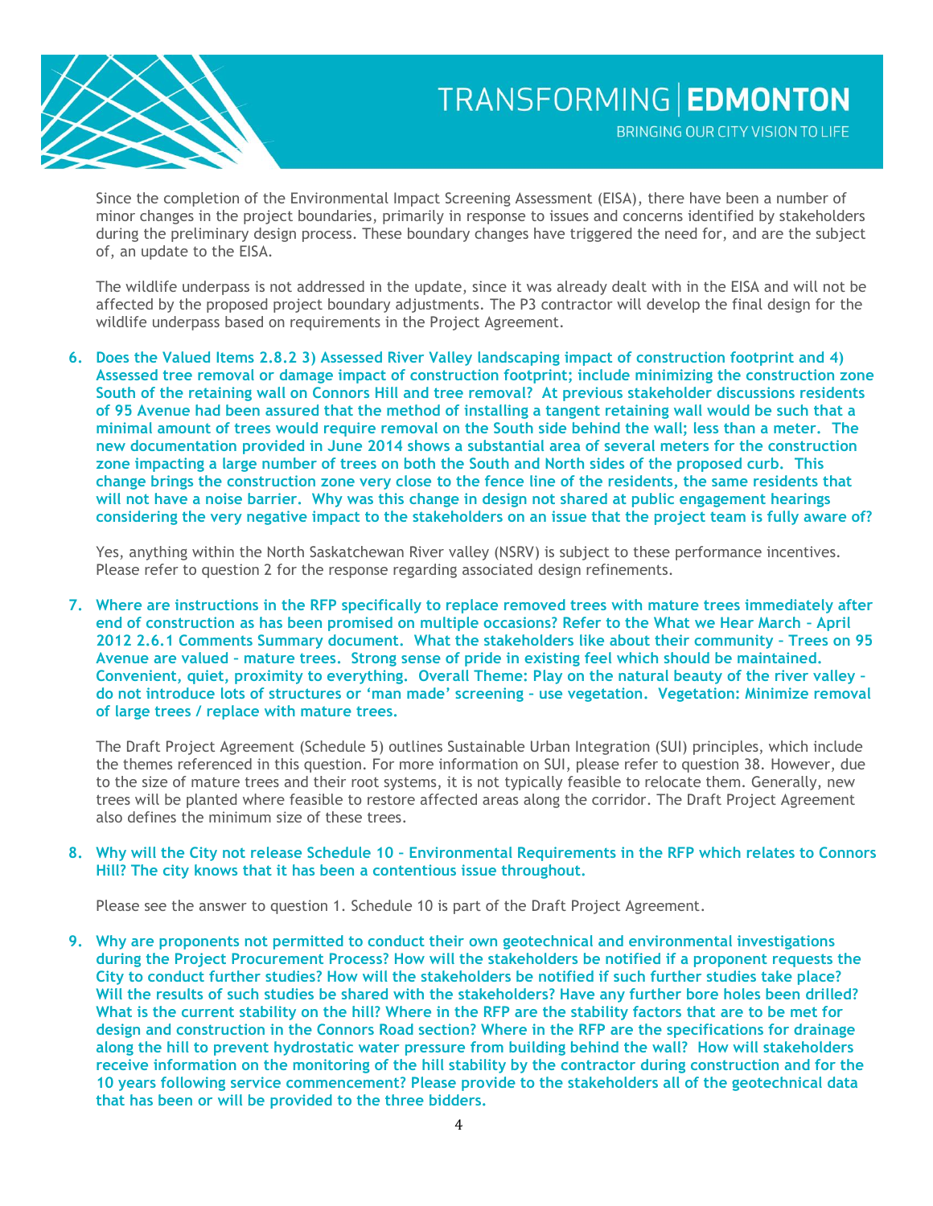Since the completion of the Environmental Impact Screening Assessment (EISA), there have been a number of minor changes in the project boundaries, primarily in response to issues and concerns identified by stakeholders during the preliminary design process. These boundary changes have triggered the need for, and are the subject of, an update to the EISA.

The wildlife underpass is not addressed in the update, since it was already dealt with in the EISA and will not be affected by the proposed project boundary adjustments. The P3 contractor will develop the final design for the wildlife underpass based on requirements in the Project Agreement.

6. **Does the Valued Items 2.8.2 3) Assessed River Valley landscaping impact of construction footprint and 4) Assessed tree removal or damage impact of construction footprint; include minimizing the construction zone South of the retaining wall on Connors Hill and tree removal? At previous stakeholder discussions residents of 95 Avenue had been assured that the method of installing a tangent retaining wall would be such that a minimal amount of trees would require removal on the South side behind the wall; less than a meter. The new documentation provided in June 2014 shows a substantial area of several meters for the construction zone impacting a large number of trees on both the South and North sides of the proposed curb. This change brings the construction zone very close to the fence line of the residents, the same residents that will not have a noise barrier. Why was this change in design not shared at public engagement hearings considering the very negative impact to the stakeholders on an issue that the project team is fully aware of?**

   Yes, anything within the North Saskatchewan River valley (NSRV) is subject to these performance incentives. Please refer to question 2 for the response regarding associated design refinements.

7. **Where are instructions in the RFP specifically to replace removed trees with mature trees immediately after end of construction as has been promised on multiple occasions? Refer to the What we Hear March – April 2012 2.6.1 Comments Summary document. What the stakeholders like about their community – Trees on 95 Avenue are valued – mature trees. Strong sense of pride in existing feel which should be maintained. Convenient, quiet, proximity to everything. Overall Theme: Play on the natural beauty of the river valley – do not introduce lots of structures or 'man made' screening – use vegetation. Vegetation: Minimize removal of large trees / replace with mature trees.**

   The Draft Project Agreement (Schedule 5) outlines Sustainable Urban Integration (SUI) principles, which include the themes referenced in this question. For more information on SUI, please refer to question 38. However, due to the size of mature trees and their root systems, it is not typically feasible to relocate them. Generally, new trees will be planted where feasible to restore affected areas along the corridor. The Draft Project Agreement also defines the minimum size of these trees.

8. **Why will the City not release Schedule 10 – Environmental Requirements in the RFP which relates to Connors Hill? The city knows that it has been a contentious issue throughout.**

   Please see the answer to question 1. Schedule 10 is part of the Draft Project Agreement.

9. **Why are proponents not permitted to conduct their own geotechnical and environmental investigations during the Project Procurement Process? How will the stakeholders be notified if a proponent requests the City to conduct further studies? How will the stakeholders be notified if such further studies take place? Will the results of such studies be shared with the stakeholders? Have any further bore holes been drilled? What is the current stability on the hill? Where in the RFP are the stability factors that are to be met for design and construction in the Connors Road section? Where in the RFP are the specifications for drainage along the hill to prevent hydrostatic water pressure from building behind the wall? How will stakeholders receive information on the monitoring of the hill stability by the contractor during construction and for the 10 years following service commencement? Please provide to the stakeholders all of the geotechnical data that has been or will be provided to the three bidders.**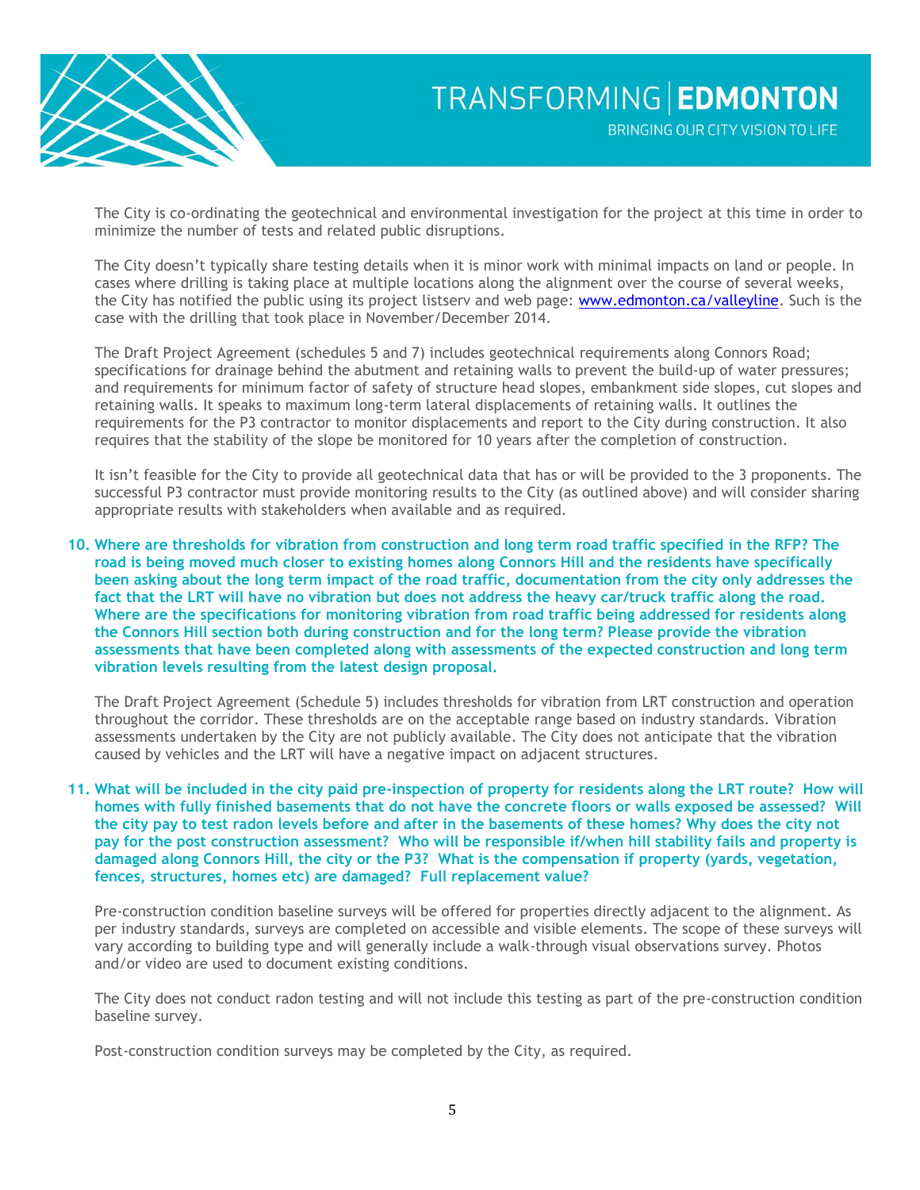The City is co-ordinating the geotechnical and environmental investigation for the project at this time in order to minimize the number of tests and related public disruptions.

The City doesn't typically share testing details when it is minor work with minimal impacts on land or people. In cases where drilling is taking place at multiple locations along the alignment over the course of several weeks, the City has notified the public using its project listserv and web page: [www.edmonton.ca/valleyline](http://www.edmonton.ca/valleyline). Such is the case with the drilling that took place in November/December 2014.

The Draft Project Agreement (schedules 5 and 7) includes geotechnical requirements along Connors Road; specifications for drainage behind the abutment and retaining walls to prevent the build-up of water pressures; and requirements for minimum factor of safety of structure head slopes, embankment side slopes, cut slopes and retaining walls. It speaks to maximum long-term lateral displacements of retaining walls. It outlines the requirements for the P3 contractor to monitor displacements and report to the City during construction. It also requires that the stability of the slope be monitored for 10 years after the completion of construction.

It isn't feasible for the City to provide all geotechnical data that has or will be provided to the 3 proponents. The successful P3 contractor must provide monitoring results to the City (as outlined above) and will consider sharing appropriate results with stakeholders when available and as required.

**10. Where are thresholds for vibration from construction and long term road traffic specified in the RFP? The road is being moved much closer to existing homes along Connors Hill and the residents have specifically been asking about the long term impact of the road traffic, documentation from the city only addresses the fact that the LRT will have no vibration but does not address the heavy car/truck traffic along the road. Where are the specifications for monitoring vibration from road traffic being addressed for residents along the Connors Hill section both during construction and for the long term? Please provide the vibration assessments that have been completed along with assessments of the expected construction and long term vibration levels resulting from the latest design proposal.**

The Draft Project Agreement (Schedule 5) includes thresholds for vibration from LRT construction and operation throughout the corridor. These thresholds are on the acceptable range based on industry standards. Vibration assessments undertaken by the City are not publicly available. The City does not anticipate that the vibration caused by vehicles and the LRT will have a negative impact on adjacent structures.

**11. What will be included in the city paid pre-inspection of property for residents along the LRT route? How will homes with fully finished basements that do not have the concrete floors or walls exposed be assessed? Will the city pay to test radon levels before and after in the basements of these homes? Why does the city not pay for the post construction assessment? Who will be responsible if/when hill stability fails and property is damaged along Connors Hill, the city or the P3? What is the compensation if property (yards, vegetation, fences, structures, homes etc) are damaged? Full replacement value?**

Pre-construction condition baseline surveys will be offered for properties directly adjacent to the alignment. As per industry standards, surveys are completed on accessible and visible elements. The scope of these surveys will vary according to building type and will generally include a walk-through visual observations survey. Photos and/or video are used to document existing conditions.

The City does not conduct radon testing and will not include this testing as part of the pre-construction condition baseline survey.

Post-construction condition surveys may be completed by the City, as required.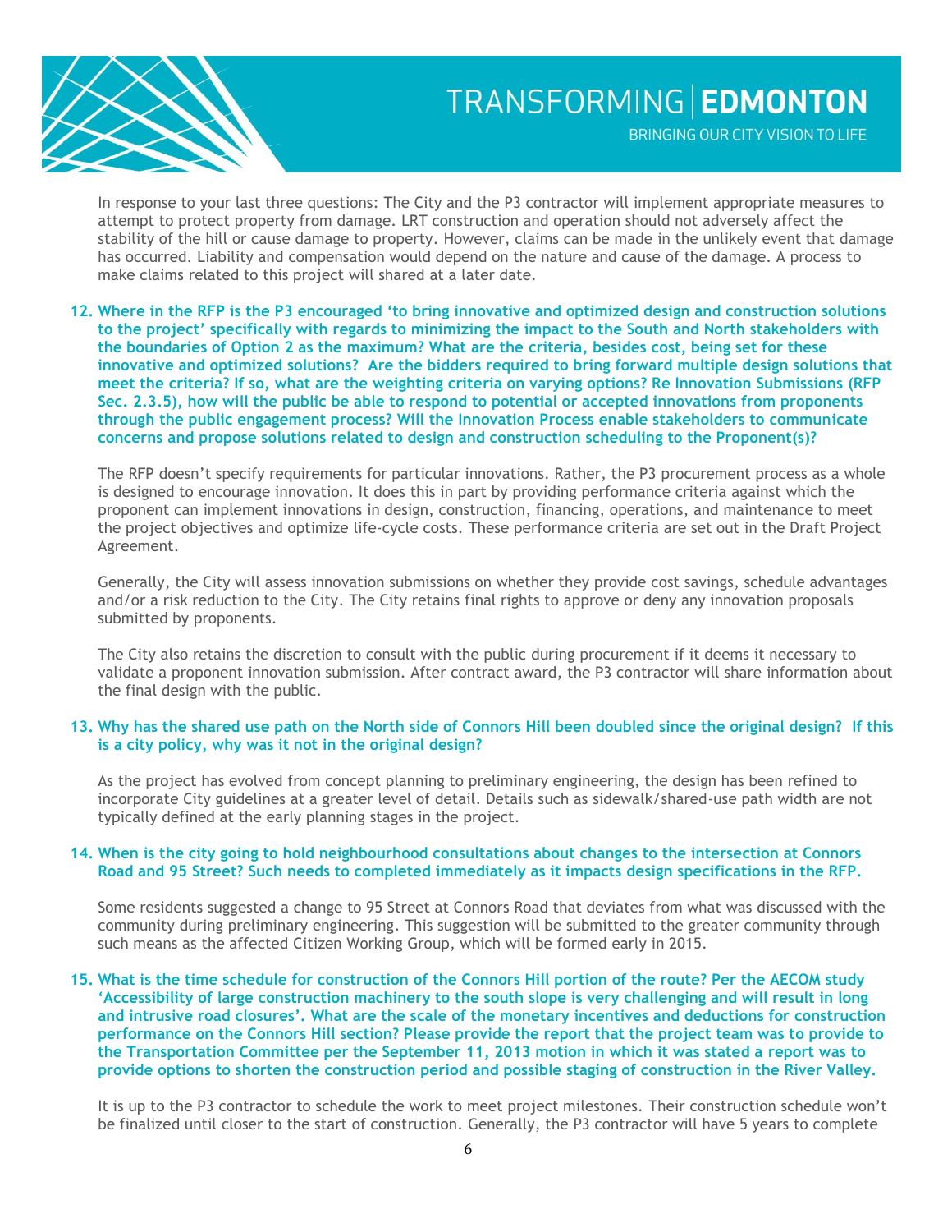In response to your last three questions: The City and the P3 contractor will implement appropriate measures to attempt to protect property from damage. LRT construction and operation should not adversely affect the stability of the hill or cause damage to property. However, claims can be made in the unlikely event that damage has occurred. Liability and compensation would depend on the nature and cause of the damage. A process to make claims related to this project will shared at a later date.

**12. Where in the RFP is the P3 encouraged 'to bring innovative and optimized design and construction solutions to the project' specifically with regards to minimizing the impact to the South and North stakeholders with the boundaries of Option 2 as the maximum? What are the criteria, besides cost, being set for these innovative and optimized solutions? Are the bidders required to bring forward multiple design solutions that meet the criteria? If so, what are the weighting criteria on varying options? Re Innovation Submissions (RFP Sec. 2.3.5), how will the public be able to respond to potential or accepted innovations from proponents through the public engagement process? Will the Innovation Process enable stakeholders to communicate concerns and propose solutions related to design and construction scheduling to the Proponent(s)?**

The RFP doesn't specify requirements for particular innovations. Rather, the P3 procurement process as a whole is designed to encourage innovation. It does this in part by providing performance criteria against which the proponent can implement innovations in design, construction, financing, operations, and maintenance to meet the project objectives and optimize life-cycle costs. These performance criteria are set out in the Draft Project Agreement.

Generally, the City will assess innovation submissions on whether they provide cost savings, schedule advantages and/or a risk reduction to the City. The City retains final rights to approve or deny any innovation proposals submitted by proponents.

The City also retains the discretion to consult with the public during procurement if it deems it necessary to validate a proponent innovation submission. After contract award, the P3 contractor will share information about the final design with the public.

**13. Why has the shared use path on the North side of Connors Hill been doubled since the original design? If this is a city policy, why was it not in the original design?**

As the project has evolved from concept planning to preliminary engineering, the design has been refined to incorporate City guidelines at a greater level of detail. Details such as sidewalk/shared-use path width are not typically defined at the early planning stages in the project.

**14. When is the city going to hold neighbourhood consultations about changes to the intersection at Connors Road and 95 Street? Such needs to completed immediately as it impacts design specifications in the RFP.**

Some residents suggested a change to 95 Street at Connors Road that deviates from what was discussed with the community during preliminary engineering. This suggestion will be submitted to the greater community through such means as the affected Citizen Working Group, which will be formed early in 2015.

**15. What is the time schedule for construction of the Connors Hill portion of the route? Per the AECOM study 'Accessibility of large construction machinery to the south slope is very challenging and will result in long and intrusive road closures'. What are the scale of the monetary incentives and deductions for construction performance on the Connors Hill section? Please provide the report that the project team was to provide to the Transportation Committee per the September 11, 2013 motion in which it was stated a report was to provide options to shorten the construction period and possible staging of construction in the River Valley.**

It is up to the P3 contractor to schedule the work to meet project milestones. Their construction schedule won't be finalized until closer to the start of construction. Generally, the P3 contractor will have 5 years to complete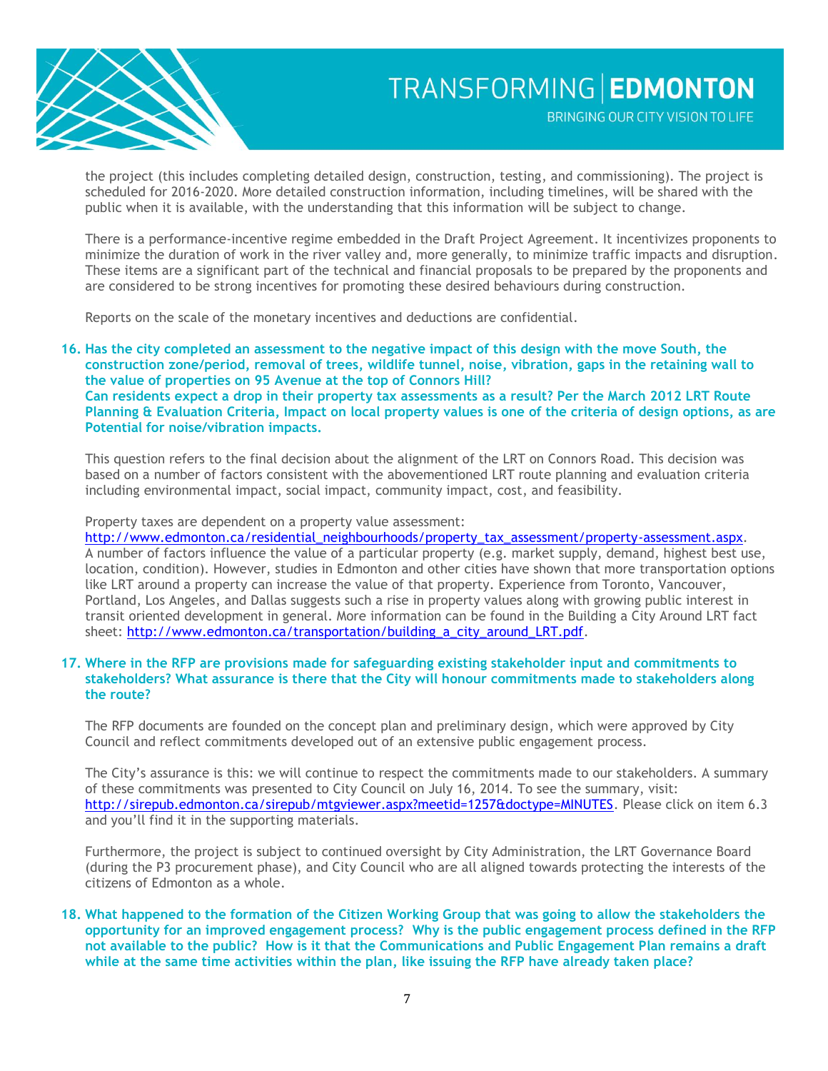the project (this includes completing detailed design, construction, testing, and commissioning). The project is scheduled for 2016-2020. More detailed construction information, including timelines, will be shared with the public when it is available, with the understanding that this information will be subject to change.

There is a performance-incentive regime embedded in the Draft Project Agreement. It incentivizes proponents to minimize the duration of work in the river valley and, more generally, to minimize traffic impacts and disruption. These items are a significant part of the technical and financial proposals to be prepared by the proponents and are considered to be strong incentives for promoting these desired behaviours during construction.

Reports on the scale of the monetary incentives and deductions are confidential.

**16. Has the city completed an assessment to the negative impact of this design with the move South, the construction zone/period, removal of trees, wildlife tunnel, noise, vibration, gaps in the retaining wall to the value of properties on 95 Avenue at the top of Connors Hill?**
**Can residents expect a drop in their property tax assessments as a result? Per the March 2012 LRT Route Planning & Evaluation Criteria, Impact on local property values is one of the criteria of design options, as are Potential for noise/vibration impacts.**

This question refers to the final decision about the alignment of the LRT on Connors Road. This decision was based on a number of factors consistent with the abovementioned LRT route planning and evaluation criteria including environmental impact, social impact, community impact, cost, and feasibility.

Property taxes are dependent on a property value assessment: http://www.edmonton.ca/residential_neighbourhoods/property_tax_assessment/property-assessment.aspx. A number of factors influence the value of a particular property (e.g. market supply, demand, highest best use, location, condition). However, studies in Edmonton and other cities have shown that more transportation options like LRT around a property can increase the value of that property. Experience from Toronto, Vancouver, Portland, Los Angeles, and Dallas suggests such a rise in property values along with growing public interest in transit oriented development in general. More information can be found in the Building a City Around LRT fact sheet: http://www.edmonton.ca/transportation/building_a_city_around_LRT.pdf.

**17. Where in the RFP are provisions made for safeguarding existing stakeholder input and commitments to stakeholders? What assurance is there that the City will honour commitments made to stakeholders along the route?**

The RFP documents are founded on the concept plan and preliminary design, which were approved by City Council and reflect commitments developed out of an extensive public engagement process.

The City's assurance is this: we will continue to respect the commitments made to our stakeholders. A summary of these commitments was presented to City Council on July 16, 2014. To see the summary, visit: http://sirepub.edmonton.ca/sirepub/mtgviewer.aspx?meetid=1257&doctype=MINUTES. Please click on item 6.3 and you'll find it in the supporting materials.

Furthermore, the project is subject to continued oversight by City Administration, the LRT Governance Board (during the P3 procurement phase), and City Council who are all aligned towards protecting the interests of the citizens of Edmonton as a whole.

**18. What happened to the formation of the Citizen Working Group that was going to allow the stakeholders the opportunity for an improved engagement process? Why is the public engagement process defined in the RFP not available to the public? How is it that the Communications and Public Engagement Plan remains a draft while at the same time activities within the plan, like issuing the RFP have already taken place?**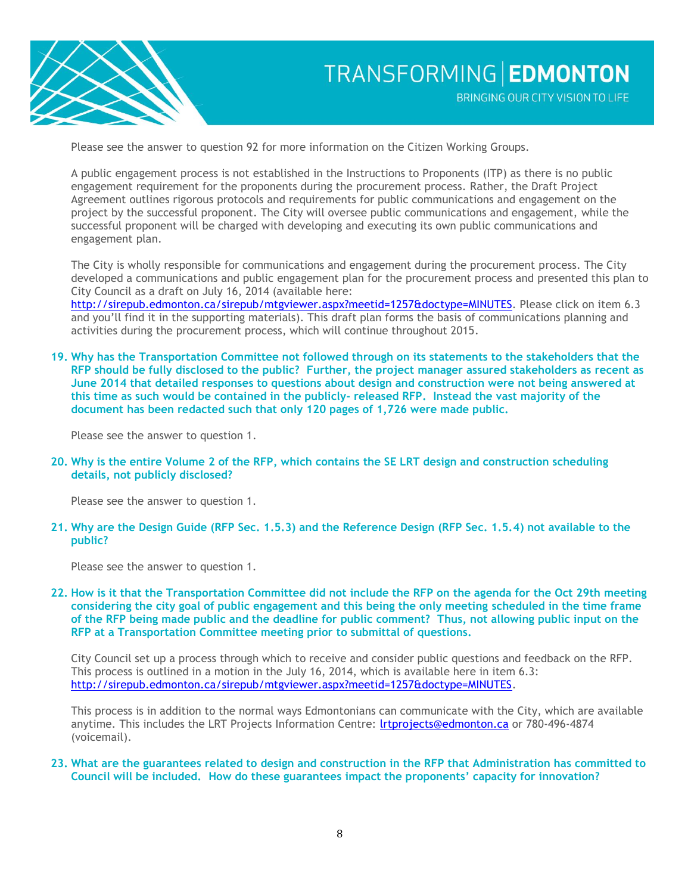Please see the answer to question 92 for more information on the Citizen Working Groups.

A public engagement process is not established in the Instructions to Proponents (ITP) as there is no public engagement requirement for the proponents during the procurement process. Rather, the Draft Project Agreement outlines rigorous protocols and requirements for public communications and engagement on the project by the successful proponent. The City will oversee public communications and engagement, while the successful proponent will be charged with developing and executing its own public communications and engagement plan.

The City is wholly responsible for communications and engagement during the procurement process. The City developed a communications and public engagement plan for the procurement process and presented this plan to City Council as a draft on July 16, 2014 (available here: http://sirepub.edmonton.ca/sirepub/mtgviewer.aspx?meetid=1257&doctype=MINUTES. Please click on item 6.3 and you'll find it in the supporting materials). This draft plan forms the basis of communications planning and activities during the procurement process, which will continue throughout 2015.

**19. Why has the Transportation Committee not followed through on its statements to the stakeholders that the RFP should be fully disclosed to the public? Further, the project manager assured stakeholders as recent as June 2014 that detailed responses to questions about design and construction were not being answered at this time as such would be contained in the publicly- released RFP. Instead the vast majority of the document has been redacted such that only 120 pages of 1,726 were made public.**

Please see the answer to question 1.

**20. Why is the entire Volume 2 of the RFP, which contains the SE LRT design and construction scheduling details, not publicly disclosed?**

Please see the answer to question 1.

**21. Why are the Design Guide (RFP Sec. 1.5.3) and the Reference Design (RFP Sec. 1.5.4) not available to the public?**

Please see the answer to question 1.

**22. How is it that the Transportation Committee did not include the RFP on the agenda for the Oct 29th meeting considering the city goal of public engagement and this being the only meeting scheduled in the time frame of the RFP being made public and the deadline for public comment? Thus, not allowing public input on the RFP at a Transportation Committee meeting prior to submittal of questions.**

City Council set up a process through which to receive and consider public questions and feedback on the RFP. This process is outlined in a motion in the July 16, 2014, which is available here in item 6.3: http://sirepub.edmonton.ca/sirepub/mtgviewer.aspx?meetid=1257&doctype=MINUTES.

This process is in addition to the normal ways Edmontonians can communicate with the City, which are available anytime. This includes the LRT Projects Information Centre: lrtprojects@edmonton.ca or 780-496-4874 (voicemail).

**23. What are the guarantees related to design and construction in the RFP that Administration has committed to Council will be included. How do these guarantees impact the proponents' capacity for innovation?**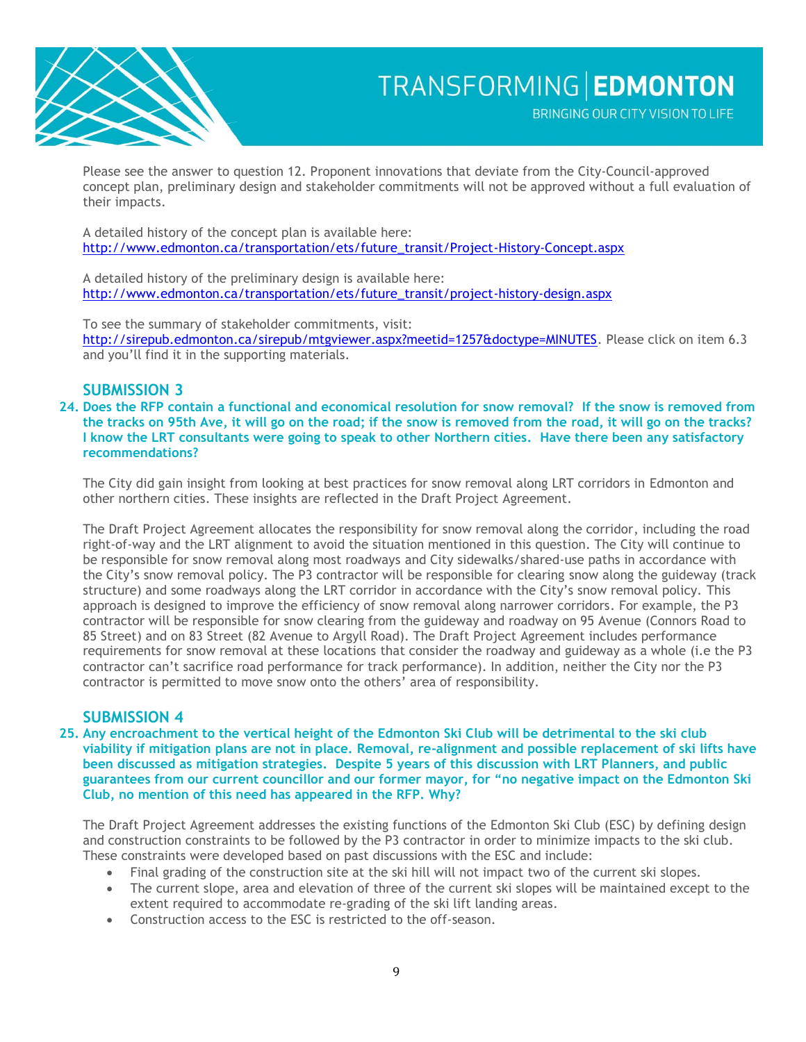Please see the answer to question 12. Proponent innovations that deviate from the City-Council-approved concept plan, preliminary design and stakeholder commitments will not be approved without a full evaluation of their impacts.

A detailed history of the concept plan is available here:
http://www.edmonton.ca/transportation/ets/future_transit/Project-History-Concept.aspx

A detailed history of the preliminary design is available here:
http://www.edmonton.ca/transportation/ets/future_transit/project-history-design.aspx

To see the summary of stakeholder commitments, visit:
http://sirepub.edmonton.ca/sirepub/mtgviewer.aspx?meetid=1257&doctype=MINUTES. Please click on item 6.3 and you'll find it in the supporting materials.

## SUBMISSION 3

**24. Does the RFP contain a functional and economical resolution for snow removal? If the snow is removed from the tracks on 95th Ave, it will go on the road; if the snow is removed from the road, it will go on the tracks? I know the LRT consultants were going to speak to other Northern cities. Have there been any satisfactory recommendations?**

The City did gain insight from looking at best practices for snow removal along LRT corridors in Edmonton and other northern cities. These insights are reflected in the Draft Project Agreement.

The Draft Project Agreement allocates the responsibility for snow removal along the corridor, including the road right-of-way and the LRT alignment to avoid the situation mentioned in this question. The City will continue to be responsible for snow removal along most roadways and City sidewalks/shared-use paths in accordance with the City's snow removal policy. The P3 contractor will be responsible for clearing snow along the guideway (track structure) and some roadways along the LRT corridor in accordance with the City's snow removal policy. This approach is designed to improve the efficiency of snow removal along narrower corridors. For example, the P3 contractor will be responsible for snow clearing from the guideway and roadway on 95 Avenue (Connors Road to 85 Street) and on 83 Street (82 Avenue to Argyll Road). The Draft Project Agreement includes performance requirements for snow removal at these locations that consider the roadway and guideway as a whole (i.e the P3 contractor can't sacrifice road performance for track performance). In addition, neither the City nor the P3 contractor is permitted to move snow onto the others' area of responsibility.

## SUBMISSION 4

**25. Any encroachment to the vertical height of the Edmonton Ski Club will be detrimental to the ski club viability if mitigation plans are not in place. Removal, re-alignment and possible replacement of ski lifts have been discussed as mitigation strategies. Despite 5 years of this discussion with LRT Planners, and public guarantees from our current councillor and our former mayor, for "no negative impact on the Edmonton Ski Club, no mention of this need has appeared in the RFP. Why?**

The Draft Project Agreement addresses the existing functions of the Edmonton Ski Club (ESC) by defining design and construction constraints to be followed by the P3 contractor in order to minimize impacts to the ski club. These constraints were developed based on past discussions with the ESC and include:

- Final grading of the construction site at the ski hill will not impact two of the current ski slopes.
- The current slope, area and elevation of three of the current ski slopes will be maintained except to the extent required to accommodate re-grading of the ski lift landing areas.
- Construction access to the ESC is restricted to the off-season.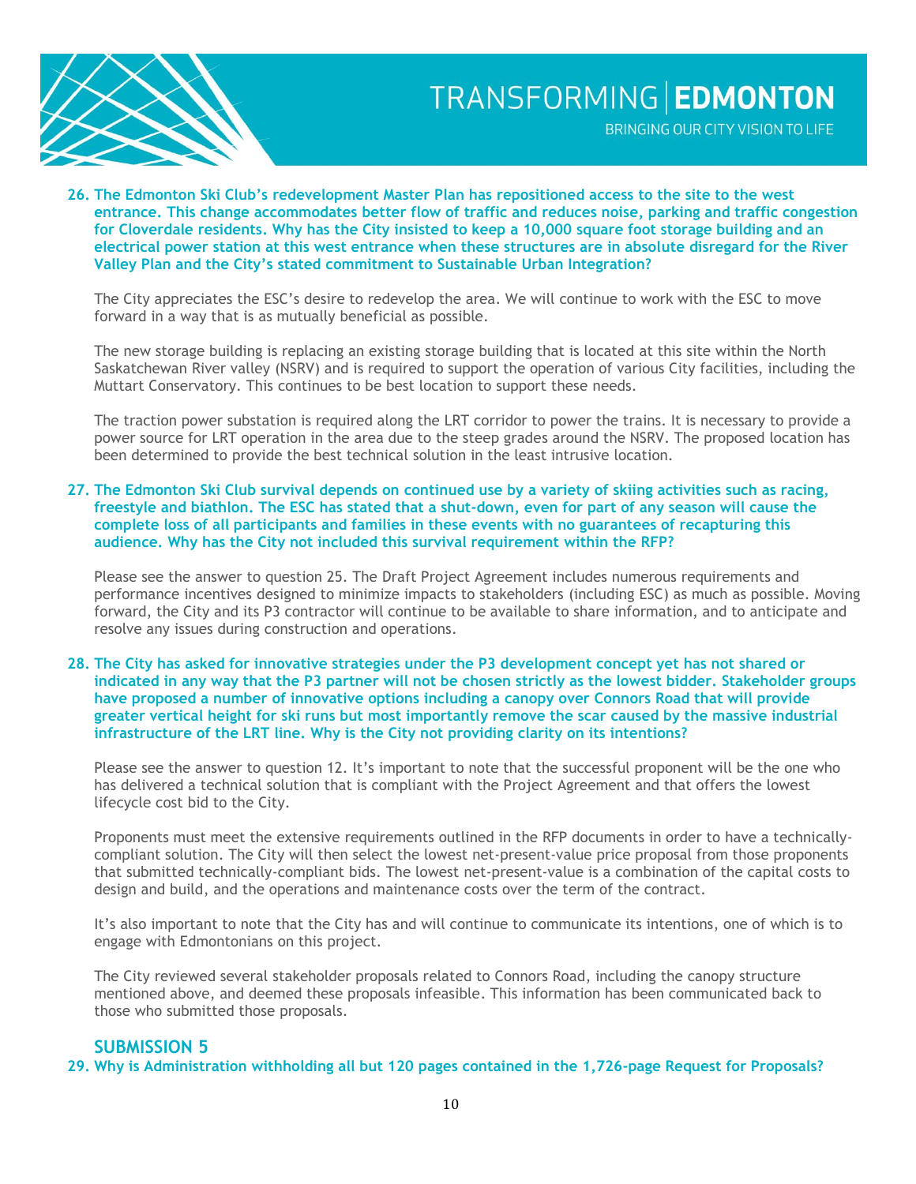**26. The Edmonton Ski Club's redevelopment Master Plan has repositioned access to the site to the west entrance. This change accommodates better flow of traffic and reduces noise, parking and traffic congestion for Cloverdale residents. Why has the City insisted to keep a 10,000 square foot storage building and an electrical power station at this west entrance when these structures are in absolute disregard for the River Valley Plan and the City's stated commitment to Sustainable Urban Integration?**

The City appreciates the ESC's desire to redevelop the area. We will continue to work with the ESC to move forward in a way that is as mutually beneficial as possible.

The new storage building is replacing an existing storage building that is located at this site within the North Saskatchewan River valley (NSRV) and is required to support the operation of various City facilities, including the Muttart Conservatory. This continues to be best location to support these needs.

The traction power substation is required along the LRT corridor to power the trains. It is necessary to provide a power source for LRT operation in the area due to the steep grades around the NSRV. The proposed location has been determined to provide the best technical solution in the least intrusive location.

**27. The Edmonton Ski Club survival depends on continued use by a variety of skiing activities such as racing, freestyle and biathlon. The ESC has stated that a shut-down, even for part of any season will cause the complete loss of all participants and families in these events with no guarantees of recapturing this audience. Why has the City not included this survival requirement within the RFP?**

Please see the answer to question 25. The Draft Project Agreement includes numerous requirements and performance incentives designed to minimize impacts to stakeholders (including ESC) as much as possible. Moving forward, the City and its P3 contractor will continue to be available to share information, and to anticipate and resolve any issues during construction and operations.

**28. The City has asked for innovative strategies under the P3 development concept yet has not shared or indicated in any way that the P3 partner will not be chosen strictly as the lowest bidder. Stakeholder groups have proposed a number of innovative options including a canopy over Connors Road that will provide greater vertical height for ski runs but most importantly remove the scar caused by the massive industrial infrastructure of the LRT line. Why is the City not providing clarity on its intentions?**

Please see the answer to question 12. It's important to note that the successful proponent will be the one who has delivered a technical solution that is compliant with the Project Agreement and that offers the lowest lifecycle cost bid to the City.

Proponents must meet the extensive requirements outlined in the RFP documents in order to have a technically-compliant solution. The City will then select the lowest net-present-value price proposal from those proponents that submitted technically-compliant bids. The lowest net-present-value is a combination of the capital costs to design and build, and the operations and maintenance costs over the term of the contract.

It's also important to note that the City has and will continue to communicate its intentions, one of which is to engage with Edmontonians on this project.

The City reviewed several stakeholder proposals related to Connors Road, including the canopy structure mentioned above, and deemed these proposals infeasible. This information has been communicated back to those who submitted those proposals.

## SUBMISSION 5

**29. Why is Administration withholding all but 120 pages contained in the 1,726-page Request for Proposals?**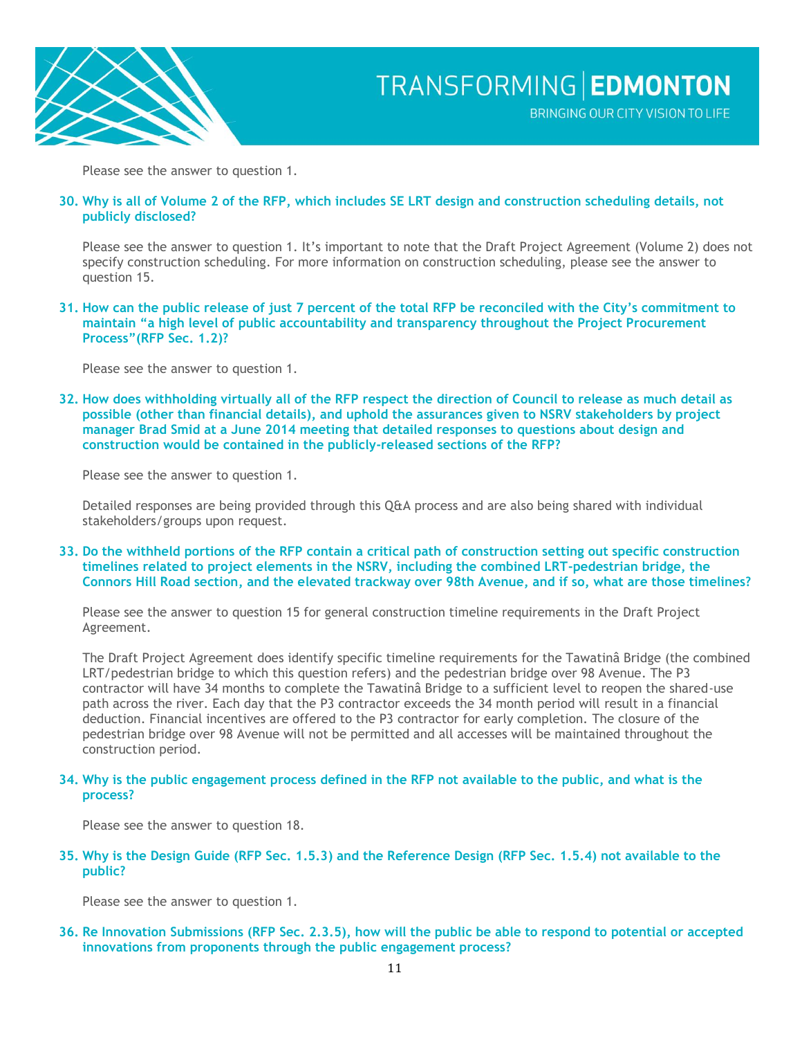Please see the answer to question 1.

**30. Why is all of Volume 2 of the RFP, which includes SE LRT design and construction scheduling details, not publicly disclosed?**

Please see the answer to question 1. It's important to note that the Draft Project Agreement (Volume 2) does not specify construction scheduling. For more information on construction scheduling, please see the answer to question 15.

**31. How can the public release of just 7 percent of the total RFP be reconciled with the City's commitment to maintain "a high level of public accountability and transparency throughout the Project Procurement Process"(RFP Sec. 1.2)?**

Please see the answer to question 1.

**32. How does withholding virtually all of the RFP respect the direction of Council to release as much detail as possible (other than financial details), and uphold the assurances given to NSRV stakeholders by project manager Brad Smid at a June 2014 meeting that detailed responses to questions about design and construction would be contained in the publicly-released sections of the RFP?**

Please see the answer to question 1.

Detailed responses are being provided through this Q&A process and are also being shared with individual stakeholders/groups upon request.

**33. Do the withheld portions of the RFP contain a critical path of construction setting out specific construction timelines related to project elements in the NSRV, including the combined LRT-pedestrian bridge, the Connors Hill Road section, and the elevated trackway over 98th Avenue, and if so, what are those timelines?**

Please see the answer to question 15 for general construction timeline requirements in the Draft Project Agreement.

The Draft Project Agreement does identify specific timeline requirements for the Tawatinâ Bridge (the combined LRT/pedestrian bridge to which this question refers) and the pedestrian bridge over 98 Avenue. The P3 contractor will have 34 months to complete the Tawatinâ Bridge to a sufficient level to reopen the shared-use path across the river. Each day that the P3 contractor exceeds the 34 month period will result in a financial deduction. Financial incentives are offered to the P3 contractor for early completion. The closure of the pedestrian bridge over 98 Avenue will not be permitted and all accesses will be maintained throughout the construction period.

**34. Why is the public engagement process defined in the RFP not available to the public, and what is the process?**

Please see the answer to question 18.

**35. Why is the Design Guide (RFP Sec. 1.5.3) and the Reference Design (RFP Sec. 1.5.4) not available to the public?**

Please see the answer to question 1.

**36. Re Innovation Submissions (RFP Sec. 2.3.5), how will the public be able to respond to potential or accepted innovations from proponents through the public engagement process?**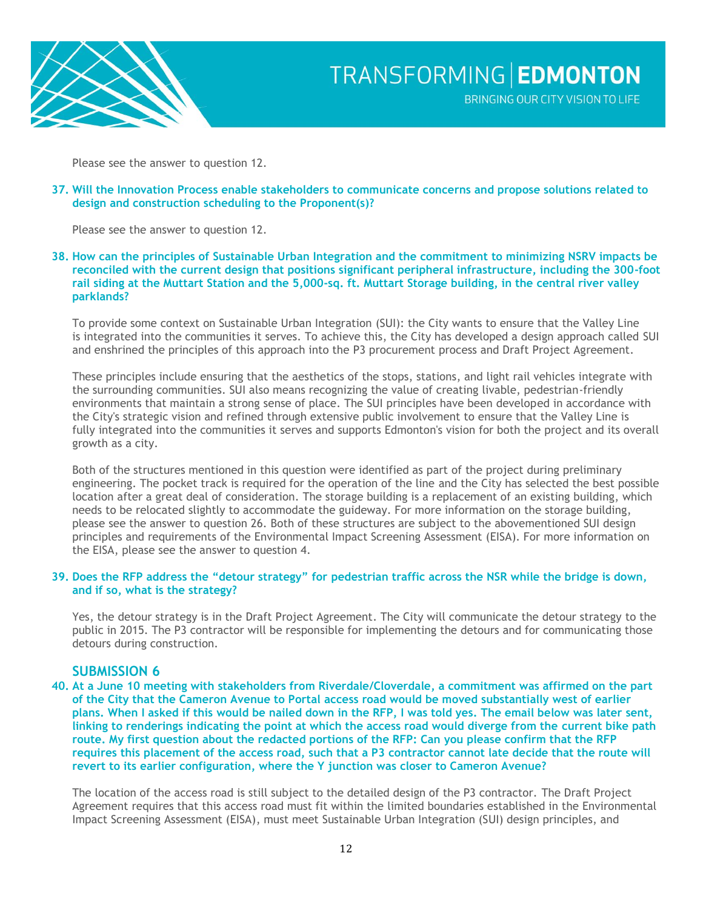Please see the answer to question 12.

**37. Will the Innovation Process enable stakeholders to communicate concerns and propose solutions related to design and construction scheduling to the Proponent(s)?**

Please see the answer to question 12.

**38. How can the principles of Sustainable Urban Integration and the commitment to minimizing NSRV impacts be reconciled with the current design that positions significant peripheral infrastructure, including the 300-foot rail siding at the Muttart Station and the 5,000-sq. ft. Muttart Storage building, in the central river valley parklands?**

To provide some context on Sustainable Urban Integration (SUI): the City wants to ensure that the Valley Line is integrated into the communities it serves. To achieve this, the City has developed a design approach called SUI and enshrined the principles of this approach into the P3 procurement process and Draft Project Agreement.

These principles include ensuring that the aesthetics of the stops, stations, and light rail vehicles integrate with the surrounding communities. SUI also means recognizing the value of creating livable, pedestrian-friendly environments that maintain a strong sense of place. The SUI principles have been developed in accordance with the City's strategic vision and refined through extensive public involvement to ensure that the Valley Line is fully integrated into the communities it serves and supports Edmonton's vision for both the project and its overall growth as a city.

Both of the structures mentioned in this question were identified as part of the project during preliminary engineering. The pocket track is required for the operation of the line and the City has selected the best possible location after a great deal of consideration. The storage building is a replacement of an existing building, which needs to be relocated slightly to accommodate the guideway. For more information on the storage building, please see the answer to question 26. Both of these structures are subject to the abovementioned SUI design principles and requirements of the Environmental Impact Screening Assessment (EISA). For more information on the EISA, please see the answer to question 4.

**39. Does the RFP address the "detour strategy" for pedestrian traffic across the NSR while the bridge is down, and if so, what is the strategy?**

Yes, the detour strategy is in the Draft Project Agreement. The City will communicate the detour strategy to the public in 2015. The P3 contractor will be responsible for implementing the detours and for communicating those detours during construction.

## SUBMISSION 6

**40. At a June 10 meeting with stakeholders from Riverdale/Cloverdale, a commitment was affirmed on the part of the City that the Cameron Avenue to Portal access road would be moved substantially west of earlier plans. When I asked if this would be nailed down in the RFP, I was told yes. The email below was later sent, linking to renderings indicating the point at which the access road would diverge from the current bike path route. My first question about the redacted portions of the RFP: Can you please confirm that the RFP requires this placement of the access road, such that a P3 contractor cannot late decide that the route will revert to its earlier configuration, where the Y junction was closer to Cameron Avenue?**

The location of the access road is still subject to the detailed design of the P3 contractor. The Draft Project Agreement requires that this access road must fit within the limited boundaries established in the Environmental Impact Screening Assessment (EISA), must meet Sustainable Urban Integration (SUI) design principles, and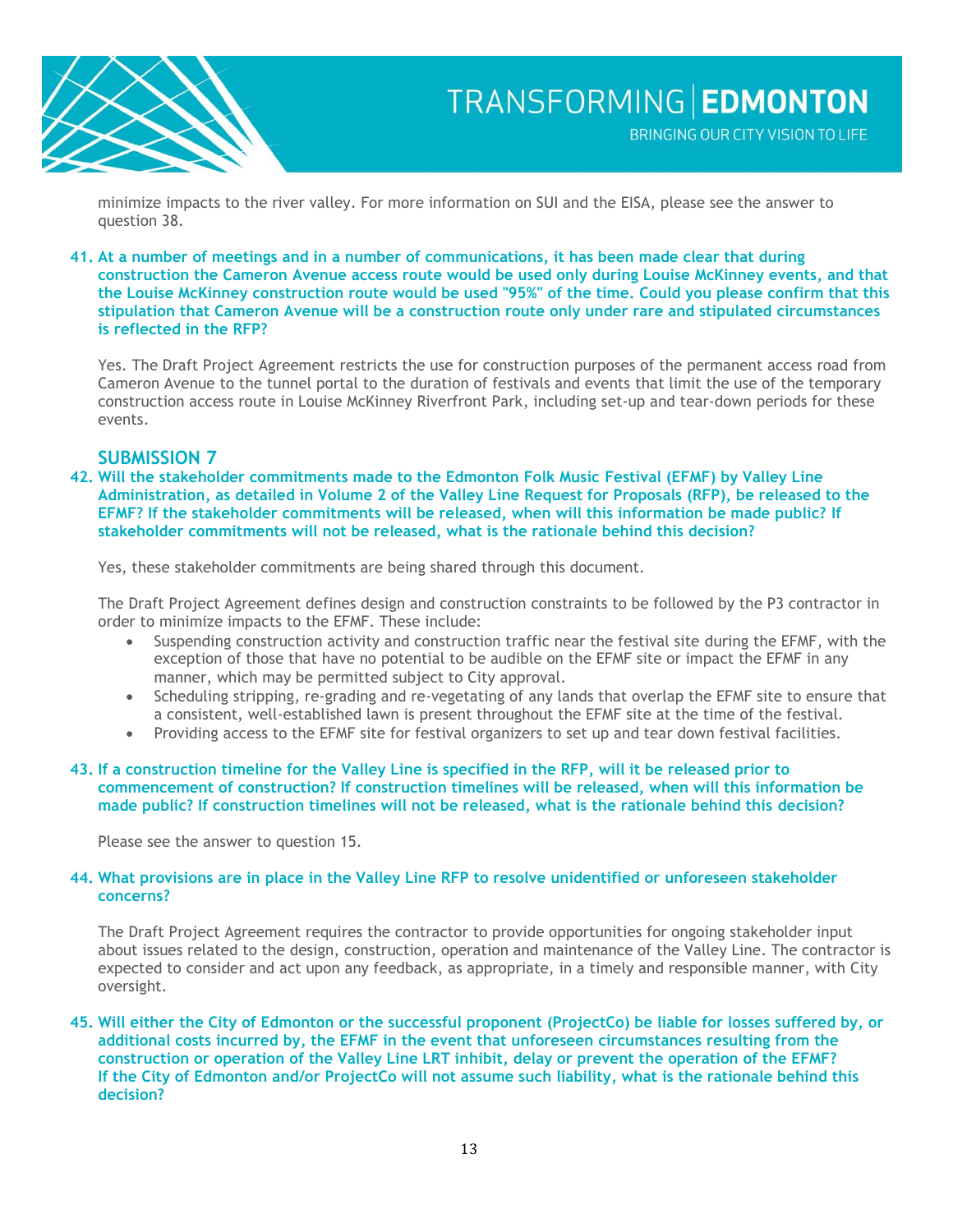minimize impacts to the river valley. For more information on SUI and the EISA, please see the answer to question 38.

**41. At a number of meetings and in a number of communications, it has been made clear that during construction the Cameron Avenue access route would be used only during Louise McKinney events, and that the Louise McKinney construction route would be used "95%" of the time. Could you please confirm that this stipulation that Cameron Avenue will be a construction route only under rare and stipulated circumstances is reflected in the RFP?**

Yes. The Draft Project Agreement restricts the use for construction purposes of the permanent access road from Cameron Avenue to the tunnel portal to the duration of festivals and events that limit the use of the temporary construction access route in Louise McKinney Riverfront Park, including set-up and tear-down periods for these events.

## SUBMISSION 7

**42. Will the stakeholder commitments made to the Edmonton Folk Music Festival (EFMF) by Valley Line Administration, as detailed in Volume 2 of the Valley Line Request for Proposals (RFP), be released to the EFMF? If the stakeholder commitments will be released, when will this information be made public? If stakeholder commitments will not be released, what is the rationale behind this decision?**

Yes, these stakeholder commitments are being shared through this document.

The Draft Project Agreement defines design and construction constraints to be followed by the P3 contractor in order to minimize impacts to the EFMF. These include:

- Suspending construction activity and construction traffic near the festival site during the EFMF, with the exception of those that have no potential to be audible on the EFMF site or impact the EFMF in any manner, which may be permitted subject to City approval.
- Scheduling stripping, re-grading and re-vegetating of any lands that overlap the EFMF site to ensure that a consistent, well-established lawn is present throughout the EFMF site at the time of the festival.
- Providing access to the EFMF site for festival organizers to set up and tear down festival facilities.

**43. If a construction timeline for the Valley Line is specified in the RFP, will it be released prior to commencement of construction? If construction timelines will be released, when will this information be made public? If construction timelines will not be released, what is the rationale behind this decision?**

Please see the answer to question 15.

**44. What provisions are in place in the Valley Line RFP to resolve unidentified or unforeseen stakeholder concerns?**

The Draft Project Agreement requires the contractor to provide opportunities for ongoing stakeholder input about issues related to the design, construction, operation and maintenance of the Valley Line. The contractor is expected to consider and act upon any feedback, as appropriate, in a timely and responsible manner, with City oversight.

**45. Will either the City of Edmonton or the successful proponent (ProjectCo) be liable for losses suffered by, or additional costs incurred by, the EFMF in the event that unforeseen circumstances resulting from the construction or operation of the Valley Line LRT inhibit, delay or prevent the operation of the EFMF? If the City of Edmonton and/or ProjectCo will not assume such liability, what is the rationale behind this decision?**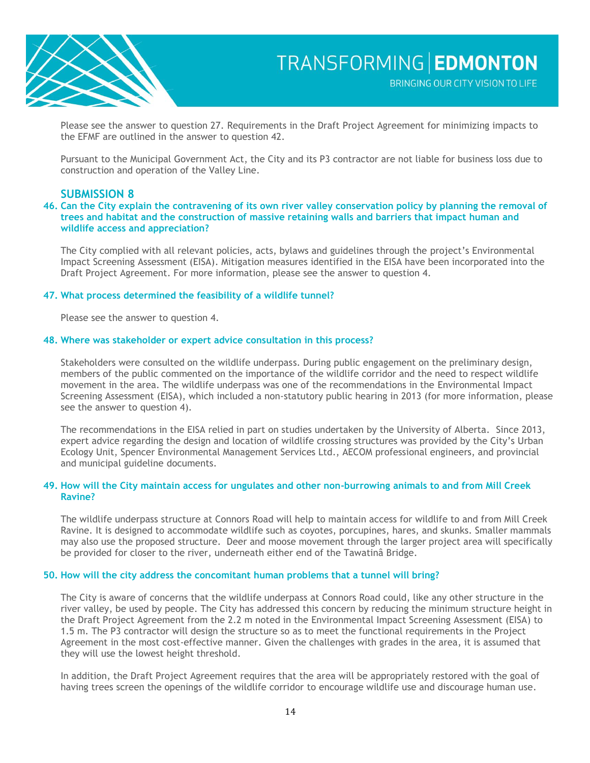Please see the answer to question 27. Requirements in the Draft Project Agreement for minimizing impacts to the EFMF are outlined in the answer to question 42.

Pursuant to the Municipal Government Act, the City and its P3 contractor are not liable for business loss due to construction and operation of the Valley Line.

## SUBMISSION 8

### 46. Can the City explain the contravening of its own river valley conservation policy by planning the removal of trees and habitat and the construction of massive retaining walls and barriers that impact human and wildlife access and appreciation?

The City complied with all relevant policies, acts, bylaws and guidelines through the project's Environmental Impact Screening Assessment (EISA). Mitigation measures identified in the EISA have been incorporated into the Draft Project Agreement. For more information, please see the answer to question 4.

### 47. What process determined the feasibility of a wildlife tunnel?

Please see the answer to question 4.

### 48. Where was stakeholder or expert advice consultation in this process?

Stakeholders were consulted on the wildlife underpass. During public engagement on the preliminary design, members of the public commented on the importance of the wildlife corridor and the need to respect wildlife movement in the area. The wildlife underpass was one of the recommendations in the Environmental Impact Screening Assessment (EISA), which included a non-statutory public hearing in 2013 (for more information, please see the answer to question 4).

The recommendations in the EISA relied in part on studies undertaken by the University of Alberta. Since 2013, expert advice regarding the design and location of wildlife crossing structures was provided by the City's Urban Ecology Unit, Spencer Environmental Management Services Ltd., AECOM professional engineers, and provincial and municipal guideline documents.

### 49. How will the City maintain access for ungulates and other non-burrowing animals to and from Mill Creek Ravine?

The wildlife underpass structure at Connors Road will help to maintain access for wildlife to and from Mill Creek Ravine. It is designed to accommodate wildlife such as coyotes, porcupines, hares, and skunks. Smaller mammals may also use the proposed structure. Deer and moose movement through the larger project area will specifically be provided for closer to the river, underneath either end of the Tawatinâ Bridge.

### 50. How will the city address the concomitant human problems that a tunnel will bring?

The City is aware of concerns that the wildlife underpass at Connors Road could, like any other structure in the river valley, be used by people. The City has addressed this concern by reducing the minimum structure height in the Draft Project Agreement from the 2.2 m noted in the Environmental Impact Screening Assessment (EISA) to 1.5 m. The P3 contractor will design the structure so as to meet the functional requirements in the Project Agreement in the most cost-effective manner. Given the challenges with grades in the area, it is assumed that they will use the lowest height threshold.

In addition, the Draft Project Agreement requires that the area will be appropriately restored with the goal of having trees screen the openings of the wildlife corridor to encourage wildlife use and discourage human use.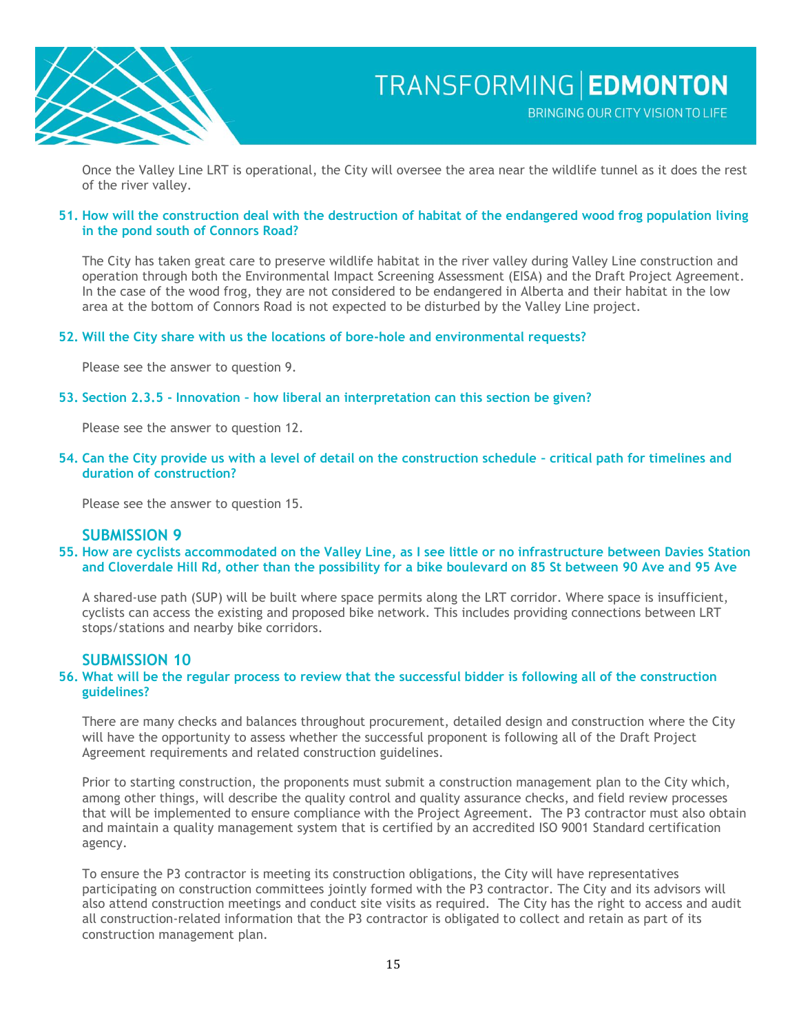Once the Valley Line LRT is operational, the City will oversee the area near the wildlife tunnel as it does the rest of the river valley.

**51. How will the construction deal with the destruction of habitat of the endangered wood frog population living in the pond south of Connors Road?**

The City has taken great care to preserve wildlife habitat in the river valley during Valley Line construction and operation through both the Environmental Impact Screening Assessment (EISA) and the Draft Project Agreement. In the case of the wood frog, they are not considered to be endangered in Alberta and their habitat in the low area at the bottom of Connors Road is not expected to be disturbed by the Valley Line project.

**52. Will the City share with us the locations of bore-hole and environmental requests?**

Please see the answer to question 9.

**53. Section 2.3.5 - Innovation – how liberal an interpretation can this section be given?**

Please see the answer to question 12.

**54. Can the City provide us with a level of detail on the construction schedule – critical path for timelines and duration of construction?**

Please see the answer to question 15.

## SUBMISSION 9

**55. How are cyclists accommodated on the Valley Line, as I see little or no infrastructure between Davies Station and Cloverdale Hill Rd, other than the possibility for a bike boulevard on 85 St between 90 Ave and 95 Ave**

A shared-use path (SUP) will be built where space permits along the LRT corridor. Where space is insufficient, cyclists can access the existing and proposed bike network. This includes providing connections between LRT stops/stations and nearby bike corridors.

## SUBMISSION 10

**56. What will be the regular process to review that the successful bidder is following all of the construction guidelines?**

There are many checks and balances throughout procurement, detailed design and construction where the City will have the opportunity to assess whether the successful proponent is following all of the Draft Project Agreement requirements and related construction guidelines.

Prior to starting construction, the proponents must submit a construction management plan to the City which, among other things, will describe the quality control and quality assurance checks, and field review processes that will be implemented to ensure compliance with the Project Agreement. The P3 contractor must also obtain and maintain a quality management system that is certified by an accredited ISO 9001 Standard certification agency.

To ensure the P3 contractor is meeting its construction obligations, the City will have representatives participating on construction committees jointly formed with the P3 contractor. The City and its advisors will also attend construction meetings and conduct site visits as required. The City has the right to access and audit all construction-related information that the P3 contractor is obligated to collect and retain as part of its construction management plan.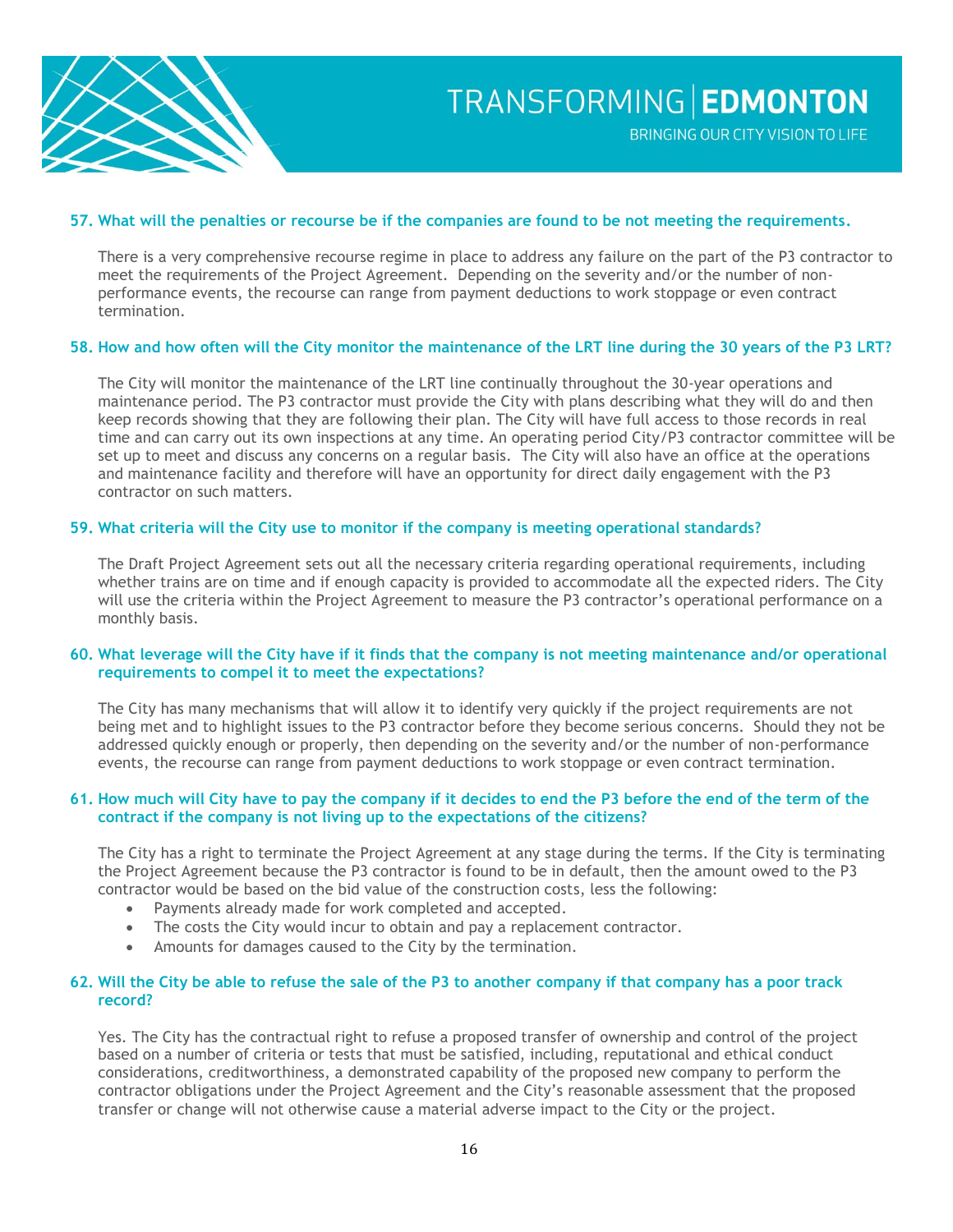### 57. What will the penalties or recourse be if the companies are found to be not meeting the requirements.

There is a very comprehensive recourse regime in place to address any failure on the part of the P3 contractor to meet the requirements of the Project Agreement. Depending on the severity and/or the number of non-performance events, the recourse can range from payment deductions to work stoppage or even contract termination.

### 58. How and how often will the City monitor the maintenance of the LRT line during the 30 years of the P3 LRT?

The City will monitor the maintenance of the LRT line continually throughout the 30-year operations and maintenance period. The P3 contractor must provide the City with plans describing what they will do and then keep records showing that they are following their plan. The City will have full access to those records in real time and can carry out its own inspections at any time. An operating period City/P3 contractor committee will be set up to meet and discuss any concerns on a regular basis. The City will also have an office at the operations and maintenance facility and therefore will have an opportunity for direct daily engagement with the P3 contractor on such matters.

### 59. What criteria will the City use to monitor if the company is meeting operational standards?

The Draft Project Agreement sets out all the necessary criteria regarding operational requirements, including whether trains are on time and if enough capacity is provided to accommodate all the expected riders. The City will use the criteria within the Project Agreement to measure the P3 contractor's operational performance on a monthly basis.

### 60. What leverage will the City have if it finds that the company is not meeting maintenance and/or operational requirements to compel it to meet the expectations?

The City has many mechanisms that will allow it to identify very quickly if the project requirements are not being met and to highlight issues to the P3 contractor before they become serious concerns. Should they not be addressed quickly enough or properly, then depending on the severity and/or the number of non-performance events, the recourse can range from payment deductions to work stoppage or even contract termination.

### 61. How much will City have to pay the company if it decides to end the P3 before the end of the term of the contract if the company is not living up to the expectations of the citizens?

The City has a right to terminate the Project Agreement at any stage during the terms. If the City is terminating the Project Agreement because the P3 contractor is found to be in default, then the amount owed to the P3 contractor would be based on the bid value of the construction costs, less the following:

- Payments already made for work completed and accepted.
- The costs the City would incur to obtain and pay a replacement contractor.
- Amounts for damages caused to the City by the termination.

### 62. Will the City be able to refuse the sale of the P3 to another company if that company has a poor track record?

Yes. The City has the contractual right to refuse a proposed transfer of ownership and control of the project based on a number of criteria or tests that must be satisfied, including, reputational and ethical conduct considerations, creditworthiness, a demonstrated capability of the proposed new company to perform the contractor obligations under the Project Agreement and the City's reasonable assessment that the proposed transfer or change will not otherwise cause a material adverse impact to the City or the project.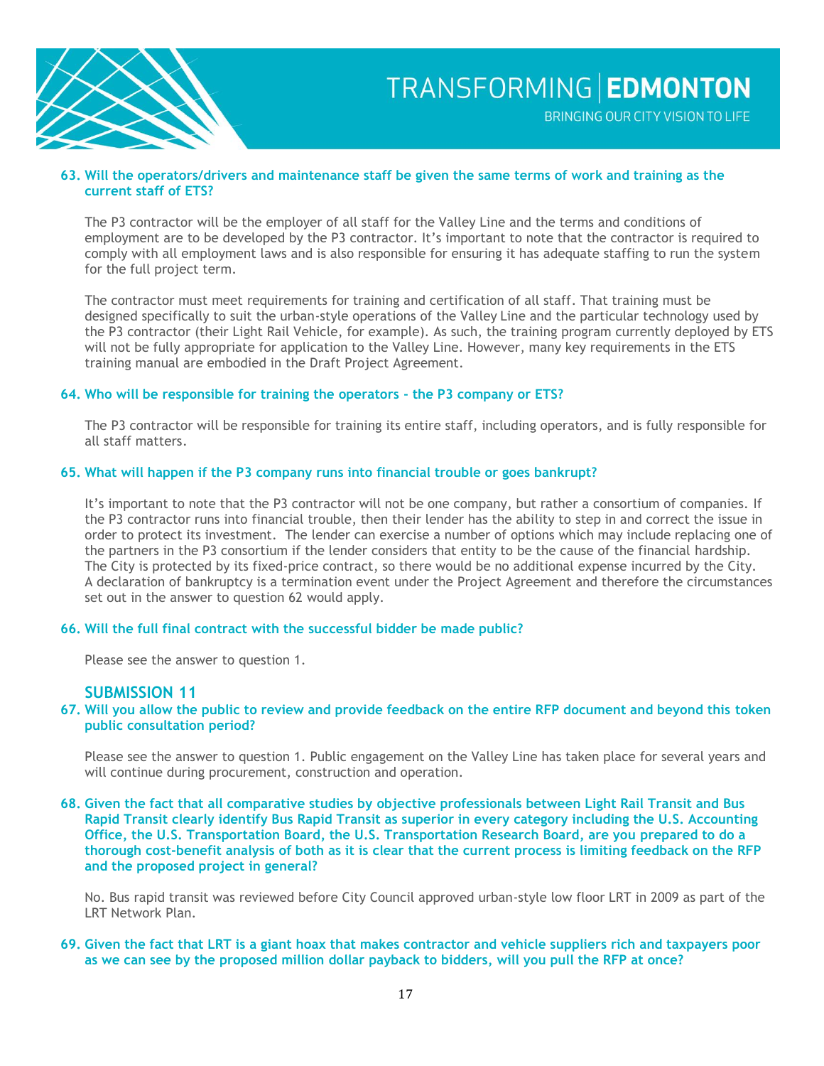**63. Will the operators/drivers and maintenance staff be given the same terms of work and training as the current staff of ETS?**

The P3 contractor will be the employer of all staff for the Valley Line and the terms and conditions of employment are to be developed by the P3 contractor. It's important to note that the contractor is required to comply with all employment laws and is also responsible for ensuring it has adequate staffing to run the system for the full project term.

The contractor must meet requirements for training and certification of all staff. That training must be designed specifically to suit the urban-style operations of the Valley Line and the particular technology used by the P3 contractor (their Light Rail Vehicle, for example). As such, the training program currently deployed by ETS will not be fully appropriate for application to the Valley Line. However, many key requirements in the ETS training manual are embodied in the Draft Project Agreement.

**64. Who will be responsible for training the operators - the P3 company or ETS?**

The P3 contractor will be responsible for training its entire staff, including operators, and is fully responsible for all staff matters.

**65. What will happen if the P3 company runs into financial trouble or goes bankrupt?**

It's important to note that the P3 contractor will not be one company, but rather a consortium of companies. If the P3 contractor runs into financial trouble, then their lender has the ability to step in and correct the issue in order to protect its investment. The lender can exercise a number of options which may include replacing one of the partners in the P3 consortium if the lender considers that entity to be the cause of the financial hardship. The City is protected by its fixed-price contract, so there would be no additional expense incurred by the City. A declaration of bankruptcy is a termination event under the Project Agreement and therefore the circumstances set out in the answer to question 62 would apply.

**66. Will the full final contract with the successful bidder be made public?**

Please see the answer to question 1.

## SUBMISSION 11

**67. Will you allow the public to review and provide feedback on the entire RFP document and beyond this token public consultation period?**

Please see the answer to question 1. Public engagement on the Valley Line has taken place for several years and will continue during procurement, construction and operation.

**68. Given the fact that all comparative studies by objective professionals between Light Rail Transit and Bus Rapid Transit clearly identify Bus Rapid Transit as superior in every category including the U.S. Accounting Office, the U.S. Transportation Board, the U.S. Transportation Research Board, are you prepared to do a thorough cost-benefit analysis of both as it is clear that the current process is limiting feedback on the RFP and the proposed project in general?**

No. Bus rapid transit was reviewed before City Council approved urban-style low floor LRT in 2009 as part of the LRT Network Plan.

**69. Given the fact that LRT is a giant hoax that makes contractor and vehicle suppliers rich and taxpayers poor as we can see by the proposed million dollar payback to bidders, will you pull the RFP at once?**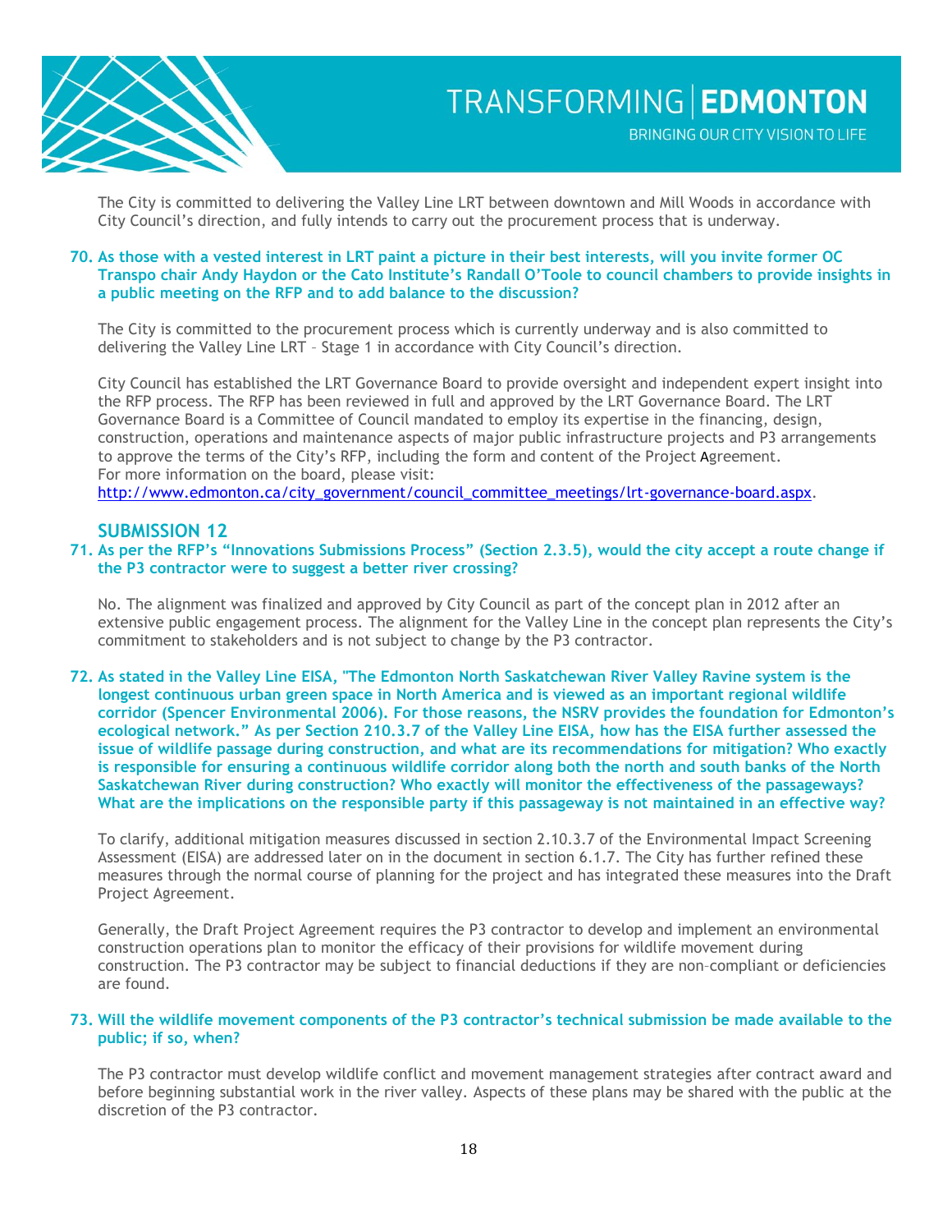The City is committed to delivering the Valley Line LRT between downtown and Mill Woods in accordance with City Council's direction, and fully intends to carry out the procurement process that is underway.

**70. As those with a vested interest in LRT paint a picture in their best interests, will you invite former OC Transpo chair Andy Haydon or the Cato Institute's Randall O'Toole to council chambers to provide insights in a public meeting on the RFP and to add balance to the discussion?**

The City is committed to the procurement process which is currently underway and is also committed to delivering the Valley Line LRT – Stage 1 in accordance with City Council's direction.

City Council has established the LRT Governance Board to provide oversight and independent expert insight into the RFP process. The RFP has been reviewed in full and approved by the LRT Governance Board. The LRT Governance Board is a Committee of Council mandated to employ its expertise in the financing, design, construction, operations and maintenance aspects of major public infrastructure projects and P3 arrangements to approve the terms of the City's RFP, including the form and content of the Project Agreement. For more information on the board, please visit: http://www.edmonton.ca/city_government/council_committee_meetings/lrt-governance-board.aspx.

## SUBMISSION 12

**71. As per the RFP's "Innovations Submissions Process" (Section 2.3.5), would the city accept a route change if the P3 contractor were to suggest a better river crossing?**

No. The alignment was finalized and approved by City Council as part of the concept plan in 2012 after an extensive public engagement process. The alignment for the Valley Line in the concept plan represents the City's commitment to stakeholders and is not subject to change by the P3 contractor.

**72. As stated in the Valley Line EISA, "The Edmonton North Saskatchewan River Valley Ravine system is the longest continuous urban green space in North America and is viewed as an important regional wildlife corridor (Spencer Environmental 2006). For those reasons, the NSRV provides the foundation for Edmonton's ecological network." As per Section 210.3.7 of the Valley Line EISA, how has the EISA further assessed the issue of wildlife passage during construction, and what are its recommendations for mitigation? Who exactly is responsible for ensuring a continuous wildlife corridor along both the north and south banks of the North Saskatchewan River during construction? Who exactly will monitor the effectiveness of the passageways? What are the implications on the responsible party if this passageway is not maintained in an effective way?**

To clarify, additional mitigation measures discussed in section 2.10.3.7 of the Environmental Impact Screening Assessment (EISA) are addressed later on in the document in section 6.1.7. The City has further refined these measures through the normal course of planning for the project and has integrated these measures into the Draft Project Agreement.

Generally, the Draft Project Agreement requires the P3 contractor to develop and implement an environmental construction operations plan to monitor the efficacy of their provisions for wildlife movement during construction. The P3 contractor may be subject to financial deductions if they are non-compliant or deficiencies are found.

**73. Will the wildlife movement components of the P3 contractor's technical submission be made available to the public; if so, when?**

The P3 contractor must develop wildlife conflict and movement management strategies after contract award and before beginning substantial work in the river valley. Aspects of these plans may be shared with the public at the discretion of the P3 contractor.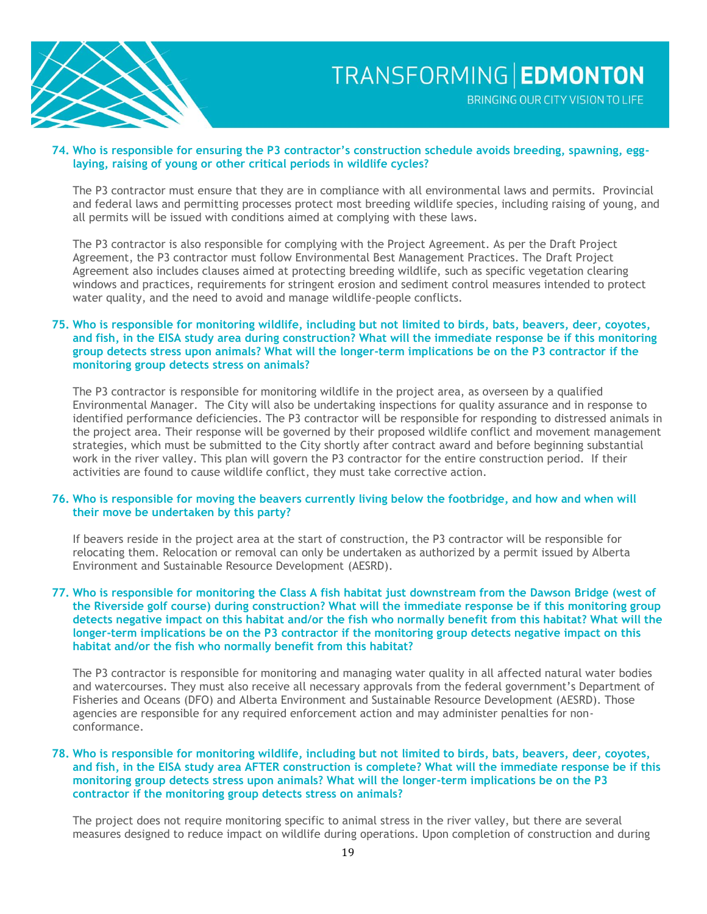**74. Who is responsible for ensuring the P3 contractor's construction schedule avoids breeding, spawning, egg-laying, raising of young or other critical periods in wildlife cycles?**

The P3 contractor must ensure that they are in compliance with all environmental laws and permits. Provincial and federal laws and permitting processes protect most breeding wildlife species, including raising of young, and all permits will be issued with conditions aimed at complying with these laws.

The P3 contractor is also responsible for complying with the Project Agreement. As per the Draft Project Agreement, the P3 contractor must follow Environmental Best Management Practices. The Draft Project Agreement also includes clauses aimed at protecting breeding wildlife, such as specific vegetation clearing windows and practices, requirements for stringent erosion and sediment control measures intended to protect water quality, and the need to avoid and manage wildlife-people conflicts.

**75. Who is responsible for monitoring wildlife, including but not limited to birds, bats, beavers, deer, coyotes, and fish, in the EISA study area during construction? What will the immediate response be if this monitoring group detects stress upon animals? What will the longer-term implications be on the P3 contractor if the monitoring group detects stress on animals?**

The P3 contractor is responsible for monitoring wildlife in the project area, as overseen by a qualified Environmental Manager. The City will also be undertaking inspections for quality assurance and in response to identified performance deficiencies. The P3 contractor will be responsible for responding to distressed animals in the project area. Their response will be governed by their proposed wildlife conflict and movement management strategies, which must be submitted to the City shortly after contract award and before beginning substantial work in the river valley. This plan will govern the P3 contractor for the entire construction period. If their activities are found to cause wildlife conflict, they must take corrective action.

**76. Who is responsible for moving the beavers currently living below the footbridge, and how and when will their move be undertaken by this party?**

If beavers reside in the project area at the start of construction, the P3 contractor will be responsible for relocating them. Relocation or removal can only be undertaken as authorized by a permit issued by Alberta Environment and Sustainable Resource Development (AESRD).

**77. Who is responsible for monitoring the Class A fish habitat just downstream from the Dawson Bridge (west of the Riverside golf course) during construction? What will the immediate response be if this monitoring group detects negative impact on this habitat and/or the fish who normally benefit from this habitat? What will the longer-term implications be on the P3 contractor if the monitoring group detects negative impact on this habitat and/or the fish who normally benefit from this habitat?**

The P3 contractor is responsible for monitoring and managing water quality in all affected natural water bodies and watercourses. They must also receive all necessary approvals from the federal government's Department of Fisheries and Oceans (DFO) and Alberta Environment and Sustainable Resource Development (AESRD). Those agencies are responsible for any required enforcement action and may administer penalties for non-conformance.

**78. Who is responsible for monitoring wildlife, including but not limited to birds, bats, beavers, deer, coyotes, and fish, in the EISA study area AFTER construction is complete? What will the immediate response be if this monitoring group detects stress upon animals? What will the longer-term implications be on the P3 contractor if the monitoring group detects stress on animals?**

The project does not require monitoring specific to animal stress in the river valley, but there are several measures designed to reduce impact on wildlife during operations. Upon completion of construction and during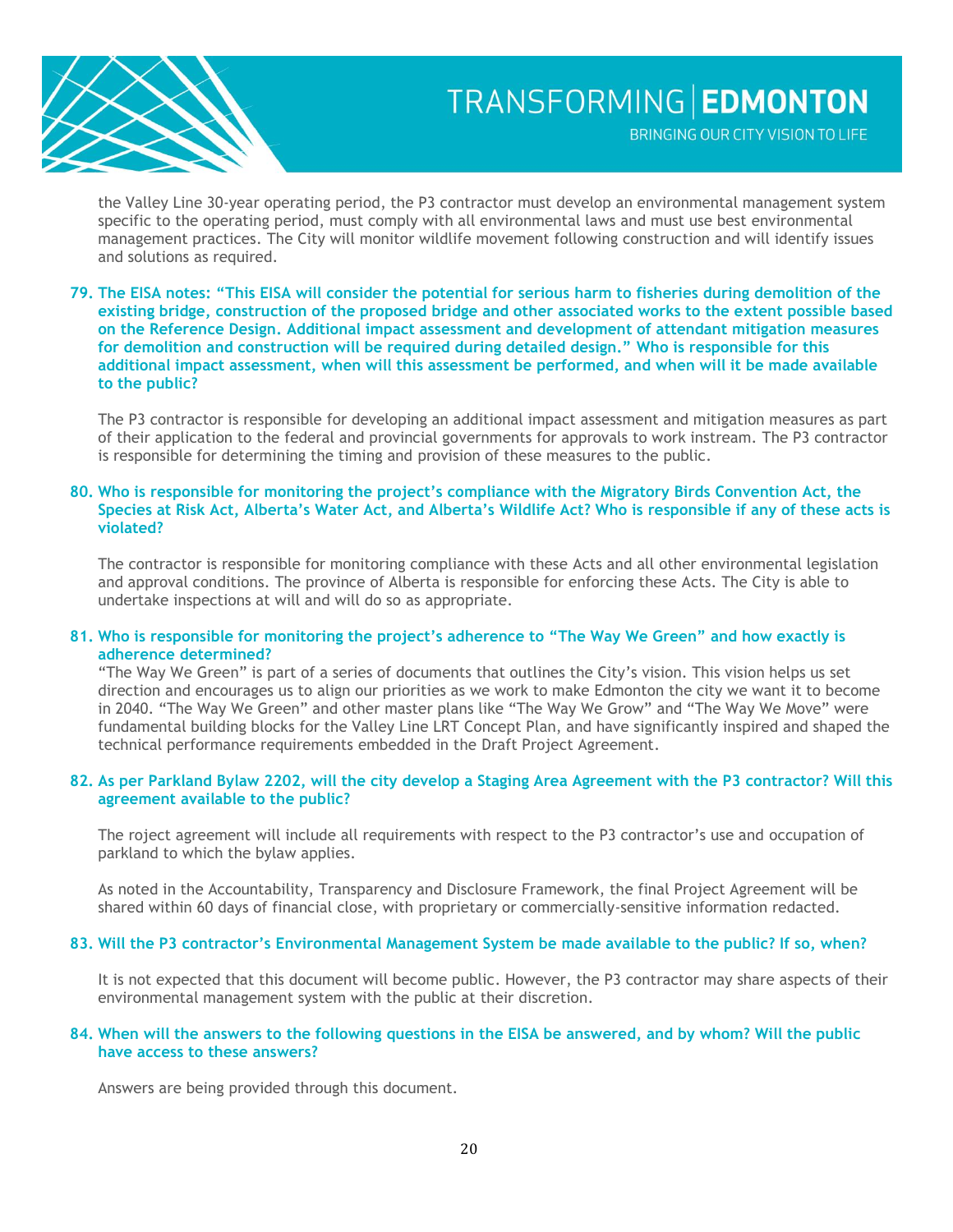the Valley Line 30-year operating period, the P3 contractor must develop an environmental management system specific to the operating period, must comply with all environmental laws and must use best environmental management practices. The City will monitor wildlife movement following construction and will identify issues and solutions as required.

**79. The EISA notes: "This EISA will consider the potential for serious harm to fisheries during demolition of the existing bridge, construction of the proposed bridge and other associated works to the extent possible based on the Reference Design. Additional impact assessment and development of attendant mitigation measures for demolition and construction will be required during detailed design." Who is responsible for this additional impact assessment, when will this assessment be performed, and when will it be made available to the public?**

The P3 contractor is responsible for developing an additional impact assessment and mitigation measures as part of their application to the federal and provincial governments for approvals to work instream. The P3 contractor is responsible for determining the timing and provision of these measures to the public.

**80. Who is responsible for monitoring the project's compliance with the Migratory Birds Convention Act, the Species at Risk Act, Alberta's Water Act, and Alberta's Wildlife Act? Who is responsible if any of these acts is violated?**

The contractor is responsible for monitoring compliance with these Acts and all other environmental legislation and approval conditions. The province of Alberta is responsible for enforcing these Acts. The City is able to undertake inspections at will and will do so as appropriate.

**81. Who is responsible for monitoring the project's adherence to "The Way We Green" and how exactly is adherence determined?**

"The Way We Green" is part of a series of documents that outlines the City's vision. This vision helps us set direction and encourages us to align our priorities as we work to make Edmonton the city we want it to become in 2040. "The Way We Green" and other master plans like "The Way We Grow" and "The Way We Move" were fundamental building blocks for the Valley Line LRT Concept Plan, and have significantly inspired and shaped the technical performance requirements embedded in the Draft Project Agreement.

**82. As per Parkland Bylaw 2202, will the city develop a Staging Area Agreement with the P3 contractor? Will this agreement available to the public?**

The roject agreement will include all requirements with respect to the P3 contractor's use and occupation of parkland to which the bylaw applies.

As noted in the Accountability, Transparency and Disclosure Framework, the final Project Agreement will be shared within 60 days of financial close, with proprietary or commercially-sensitive information redacted.

**83. Will the P3 contractor's Environmental Management System be made available to the public? If so, when?**

It is not expected that this document will become public. However, the P3 contractor may share aspects of their environmental management system with the public at their discretion.

**84. When will the answers to the following questions in the EISA be answered, and by whom? Will the public have access to these answers?**

Answers are being provided through this document.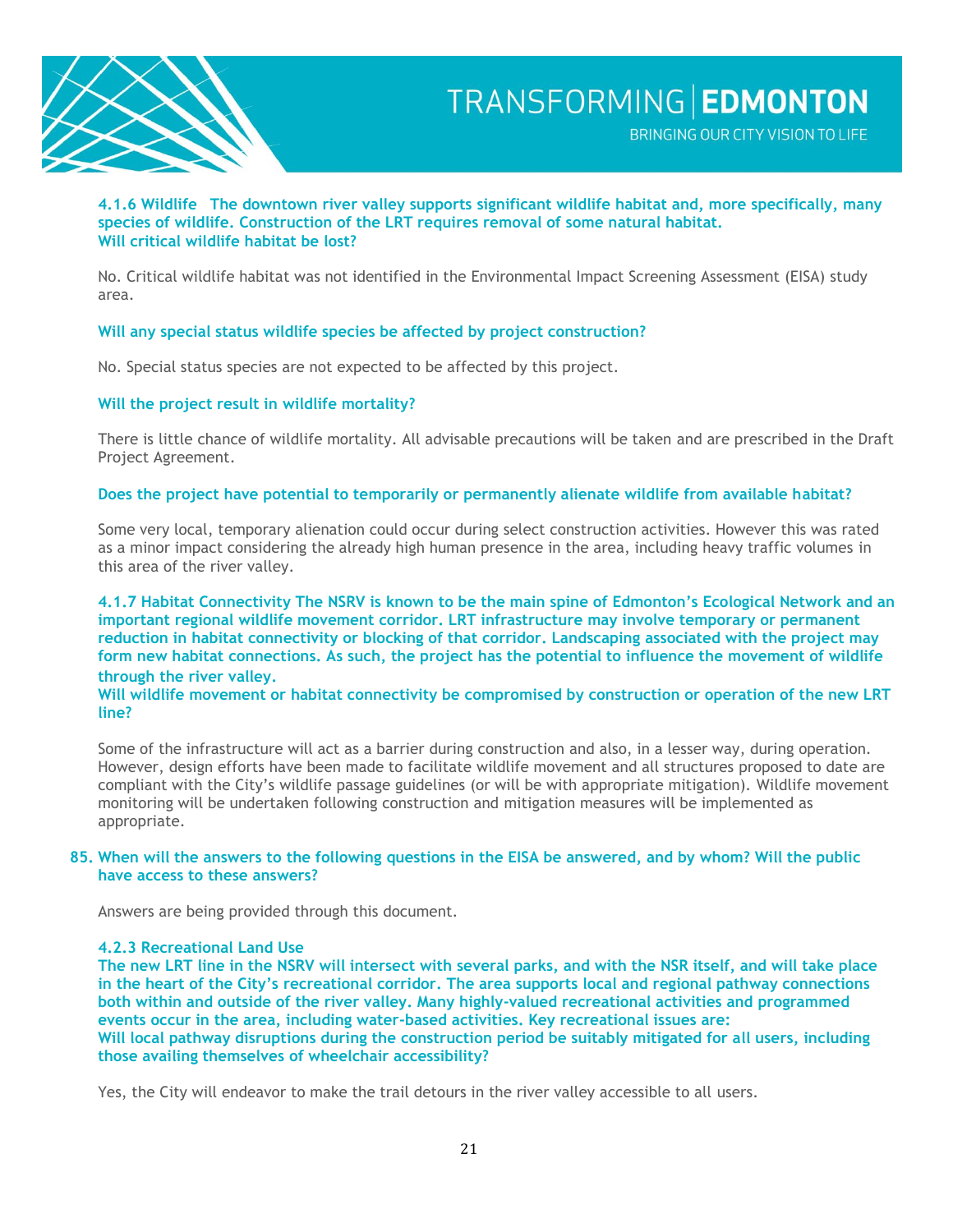**4.1.6 Wildlife The downtown river valley supports significant wildlife habitat and, more specifically, many species of wildlife. Construction of the LRT requires removal of some natural habitat. Will critical wildlife habitat be lost?**

No. Critical wildlife habitat was not identified in the Environmental Impact Screening Assessment (EISA) study area.

**Will any special status wildlife species be affected by project construction?**

No. Special status species are not expected to be affected by this project.

**Will the project result in wildlife mortality?**

There is little chance of wildlife mortality. All advisable precautions will be taken and are prescribed in the Draft Project Agreement.

**Does the project have potential to temporarily or permanently alienate wildlife from available habitat?**

Some very local, temporary alienation could occur during select construction activities. However this was rated as a minor impact considering the already high human presence in the area, including heavy traffic volumes in this area of the river valley.

**4.1.7 Habitat Connectivity The NSRV is known to be the main spine of Edmonton's Ecological Network and an important regional wildlife movement corridor. LRT infrastructure may involve temporary or permanent reduction in habitat connectivity or blocking of that corridor. Landscaping associated with the project may form new habitat connections. As such, the project has the potential to influence the movement of wildlife through the river valley. Will wildlife movement or habitat connectivity be compromised by construction or operation of the new LRT line?**

Some of the infrastructure will act as a barrier during construction and also, in a lesser way, during operation. However, design efforts have been made to facilitate wildlife movement and all structures proposed to date are compliant with the City's wildlife passage guidelines (or will be with appropriate mitigation). Wildlife movement monitoring will be undertaken following construction and mitigation measures will be implemented as appropriate.

**85. When will the answers to the following questions in the EISA be answered, and by whom? Will the public have access to these answers?**

Answers are being provided through this document.

**4.2.3 Recreational Land Use**
**The new LRT line in the NSRV will intersect with several parks, and with the NSR itself, and will take place in the heart of the City's recreational corridor. The area supports local and regional pathway connections both within and outside of the river valley. Many highly-valued recreational activities and programmed events occur in the area, including water-based activities. Key recreational issues are: Will local pathway disruptions during the construction period be suitably mitigated for all users, including those availing themselves of wheelchair accessibility?**

Yes, the City will endeavor to make the trail detours in the river valley accessible to all users.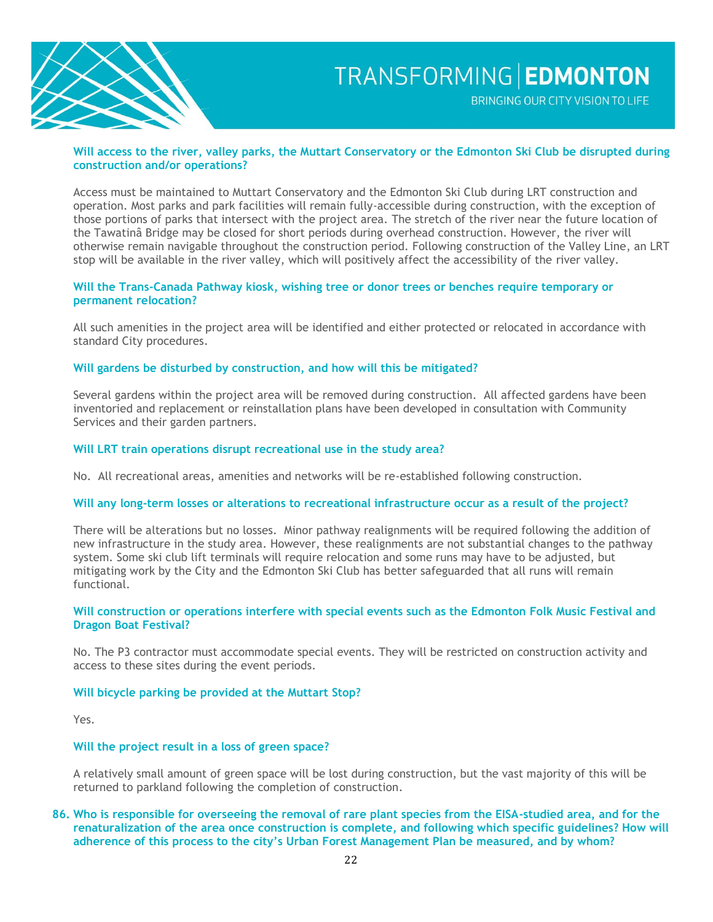**Will access to the river, valley parks, the Muttart Conservatory or the Edmonton Ski Club be disrupted during construction and/or operations?**

Access must be maintained to Muttart Conservatory and the Edmonton Ski Club during LRT construction and operation. Most parks and park facilities will remain fully-accessible during construction, with the exception of those portions of parks that intersect with the project area. The stretch of the river near the future location of the Tawatinâ Bridge may be closed for short periods during overhead construction. However, the river will otherwise remain navigable throughout the construction period. Following construction of the Valley Line, an LRT stop will be available in the river valley, which will positively affect the accessibility of the river valley.

**Will the Trans-Canada Pathway kiosk, wishing tree or donor trees or benches require temporary or permanent relocation?**

All such amenities in the project area will be identified and either protected or relocated in accordance with standard City procedures.

**Will gardens be disturbed by construction, and how will this be mitigated?**

Several gardens within the project area will be removed during construction. All affected gardens have been inventoried and replacement or reinstallation plans have been developed in consultation with Community Services and their garden partners.

**Will LRT train operations disrupt recreational use in the study area?**

No. All recreational areas, amenities and networks will be re-established following construction.

**Will any long-term losses or alterations to recreational infrastructure occur as a result of the project?**

There will be alterations but no losses. Minor pathway realignments will be required following the addition of new infrastructure in the study area. However, these realignments are not substantial changes to the pathway system. Some ski club lift terminals will require relocation and some runs may have to be adjusted, but mitigating work by the City and the Edmonton Ski Club has better safeguarded that all runs will remain functional.

**Will construction or operations interfere with special events such as the Edmonton Folk Music Festival and Dragon Boat Festival?**

No. The P3 contractor must accommodate special events. They will be restricted on construction activity and access to these sites during the event periods.

**Will bicycle parking be provided at the Muttart Stop?**

Yes.

**Will the project result in a loss of green space?**

A relatively small amount of green space will be lost during construction, but the vast majority of this will be returned to parkland following the completion of construction.

**86. Who is responsible for overseeing the removal of rare plant species from the EISA-studied area, and for the renaturalization of the area once construction is complete, and following which specific guidelines? How will adherence of this process to the city's Urban Forest Management Plan be measured, and by whom?**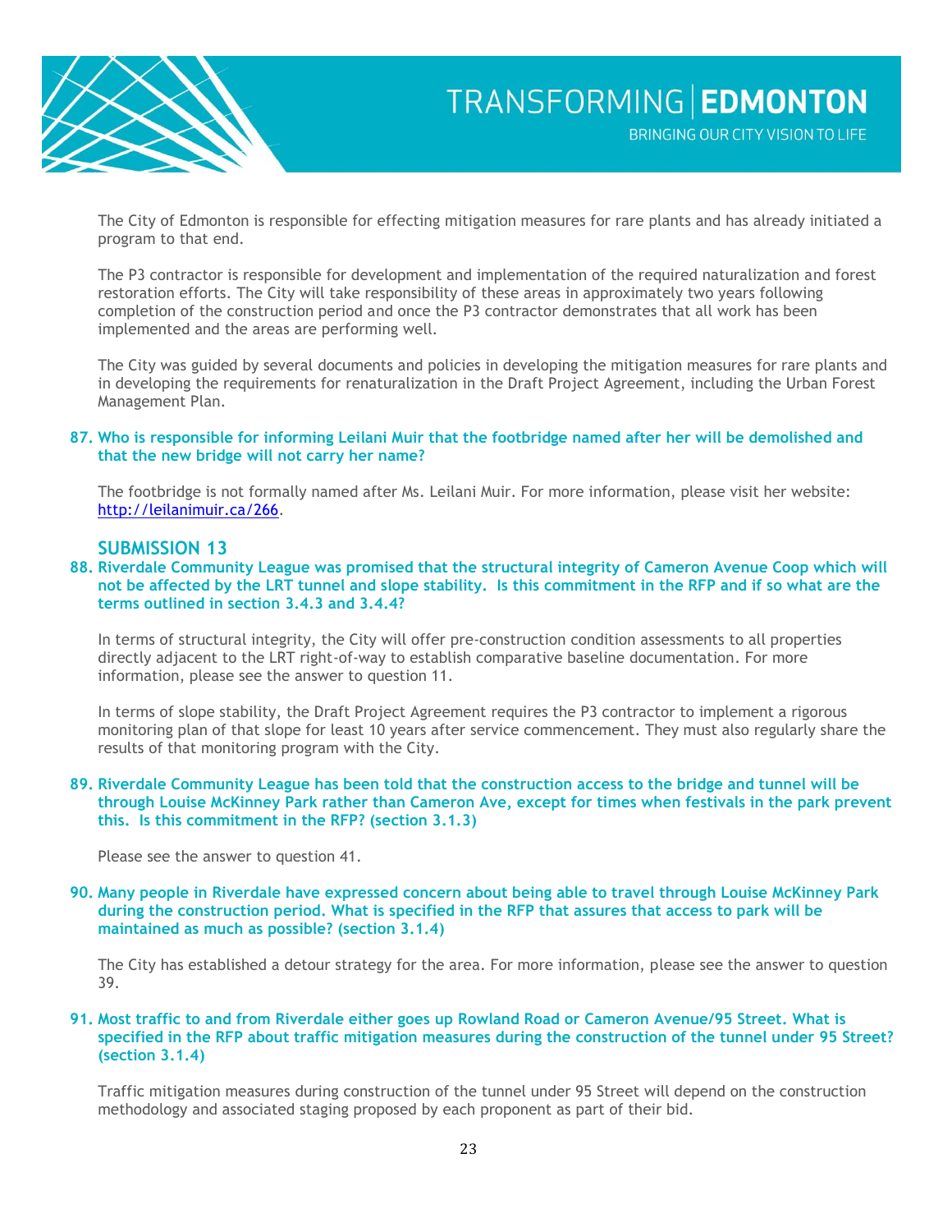The City of Edmonton is responsible for effecting mitigation measures for rare plants and has already initiated a program to that end.

The P3 contractor is responsible for development and implementation of the required naturalization and forest restoration efforts. The City will take responsibility of these areas in approximately two years following completion of the construction period and once the P3 contractor demonstrates that all work has been implemented and the areas are performing well.

The City was guided by several documents and policies in developing the mitigation measures for rare plants and in developing the requirements for renaturalization in the Draft Project Agreement, including the Urban Forest Management Plan.

**87. Who is responsible for informing Leilani Muir that the footbridge named after her will be demolished and that the new bridge will not carry her name?**

The footbridge is not formally named after Ms. Leilani Muir. For more information, please visit her website: [http://leilanimuir.ca/266](http://leilanimuir.ca/266).

## SUBMISSION 13

**88. Riverdale Community League was promised that the structural integrity of Cameron Avenue Coop which will not be affected by the LRT tunnel and slope stability. Is this commitment in the RFP and if so what are the terms outlined in section 3.4.3 and 3.4.4?**

In terms of structural integrity, the City will offer pre-construction condition assessments to all properties directly adjacent to the LRT right-of-way to establish comparative baseline documentation. For more information, please see the answer to question 11.

In terms of slope stability, the Draft Project Agreement requires the P3 contractor to implement a rigorous monitoring plan of that slope for least 10 years after service commencement. They must also regularly share the results of that monitoring program with the City.

**89. Riverdale Community League has been told that the construction access to the bridge and tunnel will be through Louise McKinney Park rather than Cameron Ave, except for times when festivals in the park prevent this. Is this commitment in the RFP? (section 3.1.3)**

Please see the answer to question 41.

**90. Many people in Riverdale have expressed concern about being able to travel through Louise McKinney Park during the construction period. What is specified in the RFP that assures that access to park will be maintained as much as possible? (section 3.1.4)**

The City has established a detour strategy for the area. For more information, please see the answer to question 39.

**91. Most traffic to and from Riverdale either goes up Rowland Road or Cameron Avenue/95 Street. What is specified in the RFP about traffic mitigation measures during the construction of the tunnel under 95 Street? (section 3.1.4)**

Traffic mitigation measures during construction of the tunnel under 95 Street will depend on the construction methodology and associated staging proposed by each proponent as part of their bid.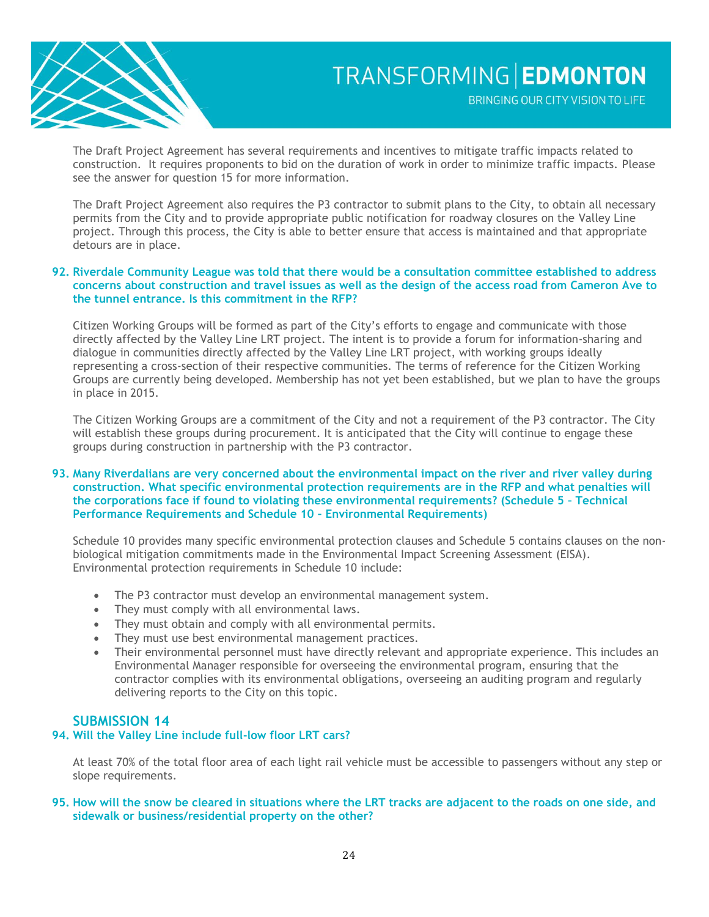The Draft Project Agreement has several requirements and incentives to mitigate traffic impacts related to construction. It requires proponents to bid on the duration of work in order to minimize traffic impacts. Please see the answer for question 15 for more information.

The Draft Project Agreement also requires the P3 contractor to submit plans to the City, to obtain all necessary permits from the City and to provide appropriate public notification for roadway closures on the Valley Line project. Through this process, the City is able to better ensure that access is maintained and that appropriate detours are in place.

**92. Riverdale Community League was told that there would be a consultation committee established to address concerns about construction and travel issues as well as the design of the access road from Cameron Ave to the tunnel entrance. Is this commitment in the RFP?**

Citizen Working Groups will be formed as part of the City's efforts to engage and communicate with those directly affected by the Valley Line LRT project. The intent is to provide a forum for information-sharing and dialogue in communities directly affected by the Valley Line LRT project, with working groups ideally representing a cross-section of their respective communities. The terms of reference for the Citizen Working Groups are currently being developed. Membership has not yet been established, but we plan to have the groups in place in 2015.

The Citizen Working Groups are a commitment of the City and not a requirement of the P3 contractor. The City will establish these groups during procurement. It is anticipated that the City will continue to engage these groups during construction in partnership with the P3 contractor.

**93. Many Riverdalians are very concerned about the environmental impact on the river and river valley during construction. What specific environmental protection requirements are in the RFP and what penalties will the corporations face if found to violating these environmental requirements? (Schedule 5 – Technical Performance Requirements and Schedule 10 – Environmental Requirements)**

Schedule 10 provides many specific environmental protection clauses and Schedule 5 contains clauses on the non-biological mitigation commitments made in the Environmental Impact Screening Assessment (EISA). Environmental protection requirements in Schedule 10 include:

- The P3 contractor must develop an environmental management system.
- They must comply with all environmental laws.
- They must obtain and comply with all environmental permits.
- They must use best environmental management practices.
- Their environmental personnel must have directly relevant and appropriate experience. This includes an Environmental Manager responsible for overseeing the environmental program, ensuring that the contractor complies with its environmental obligations, overseeing an auditing program and regularly delivering reports to the City on this topic.

## SUBMISSION 14

**94. Will the Valley Line include full-low floor LRT cars?**

At least 70% of the total floor area of each light rail vehicle must be accessible to passengers without any step or slope requirements.

**95. How will the snow be cleared in situations where the LRT tracks are adjacent to the roads on one side, and sidewalk or business/residential property on the other?**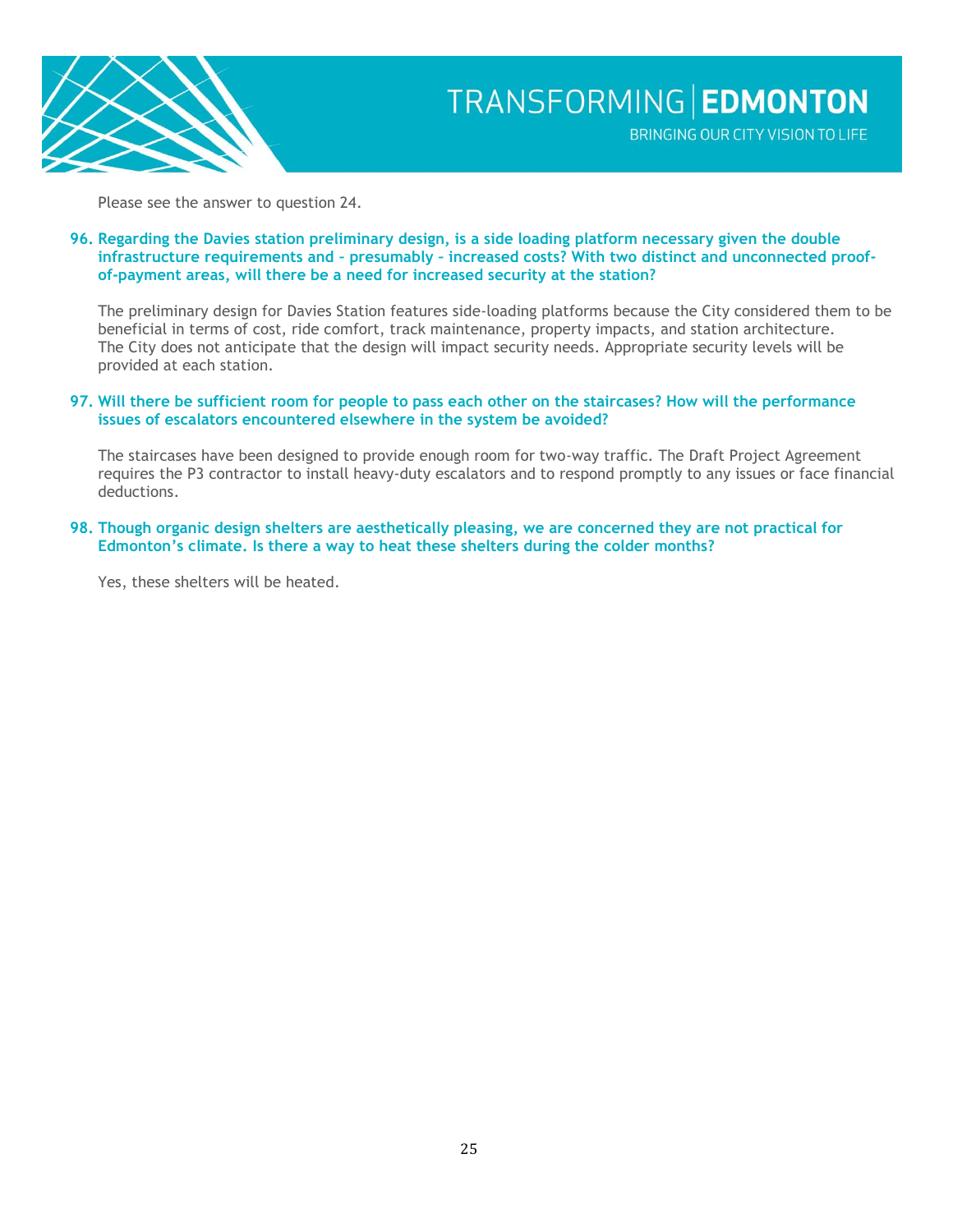Please see the answer to question 24.

**96. Regarding the Davies station preliminary design, is a side loading platform necessary given the double infrastructure requirements and – presumably – increased costs? With two distinct and unconnected proof-of-payment areas, will there be a need for increased security at the station?**

The preliminary design for Davies Station features side-loading platforms because the City considered them to be beneficial in terms of cost, ride comfort, track maintenance, property impacts, and station architecture. The City does not anticipate that the design will impact security needs. Appropriate security levels will be provided at each station.

**97. Will there be sufficient room for people to pass each other on the staircases? How will the performance issues of escalators encountered elsewhere in the system be avoided?**

The staircases have been designed to provide enough room for two-way traffic. The Draft Project Agreement requires the P3 contractor to install heavy-duty escalators and to respond promptly to any issues or face financial deductions.

**98. Though organic design shelters are aesthetically pleasing, we are concerned they are not practical for Edmonton's climate. Is there a way to heat these shelters during the colder months?**

Yes, these shelters will be heated.